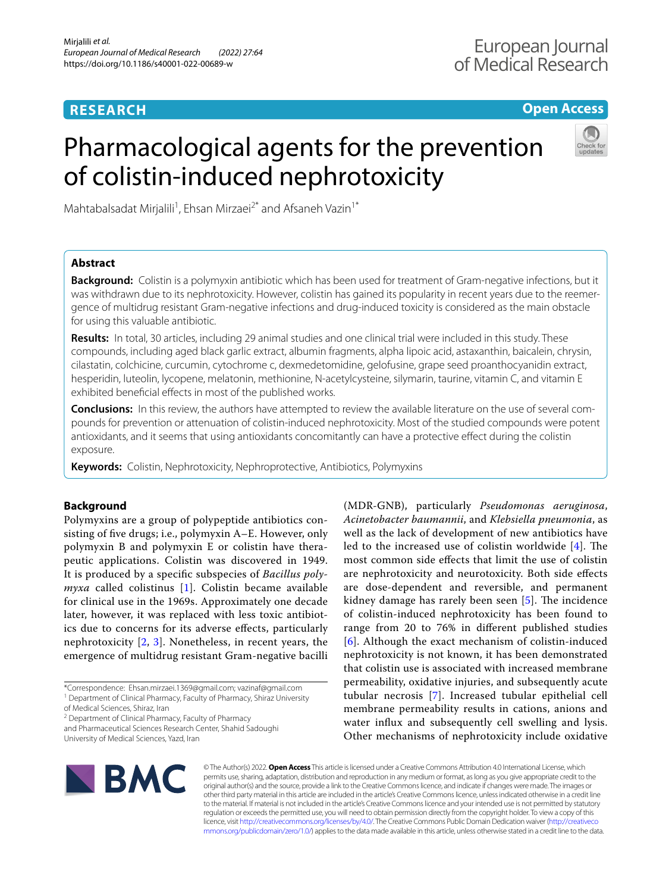**RESEARCH** **Open Access**

# Pharmacological agents for the prevention of colistin-induced nephrotoxicity

Mahtabalsadat Mirjalili[1], Ehsan Mirzaei[2*] and Afsaneh Vazin[1*]

## Abstract

**Background:** Colistin is a polymyxin antibiotic which has been used for treatment of Gram-negative infections, but it was withdrawn due to its nephrotoxicity. However, colistin has gained its popularity in recent years due to the reemergence of multidrug resistant Gram-negative infections and drug-induced toxicity is considered as the main obstacle for using this valuable antibiotic.

**Results:** In total, 30 articles, including 29 animal studies and one clinical trial were included in this study. These compounds, including aged black garlic extract, albumin fragments, alpha lipoic acid, astaxanthin, baicalein, chrysin, cilastatin, colchicine, curcumin, cytochrome c, dexmedetomidine, gelofusine, grape seed proanthocyanidin extract, hesperidin, luteolin, lycopene, melatonin, methionine, N-acetylcysteine, silymarin, taurine, vitamin C, and vitamin E exhibited beneficial effects in most of the published works.

**Conclusions:** In this review, the authors have attempted to review the available literature on the use of several compounds for prevention or attenuation of colistin-induced nephrotoxicity. Most of the studied compounds were potent antioxidants, and it seems that using antioxidants concomitantly can have a protective effect during the colistin exposure.

**Keywords:** Colistin, Nephrotoxicity, Nephroprotective, Antibiotics, Polymyxins

## Background

Polymyxins are a group of polypeptide antibiotics consisting of five drugs; i.e., polymyxin A–E. However, only polymyxin B and polymyxin E or colistin have therapeutic applications. Colistin was discovered in 1949. It is produced by a specific subspecies of *Bacillus polymyxa* called colistinus [1]. Colistin became available for clinical use in the 1969s. Approximately one decade later, however, it was replaced with less toxic antibiotics due to concerns for its adverse effects, particularly nephrotoxicity [2, 3]. Nonetheless, in recent years, the emergence of multidrug resistant Gram-negative bacilli (MDR-GNB), particularly *Pseudomonas aeruginosa*, *Acinetobacter baumannii*, and *Klebsiella pneumonia*, as well as the lack of development of new antibiotics have led to the increased use of colistin worldwide [4]. The most common side effects that limit the use of colistin are nephrotoxicity and neurotoxicity. Both side effects are dose-dependent and reversible, and permanent kidney damage has rarely been seen [5]. The incidence of colistin-induced nephrotoxicity has been found to range from 20 to 76% in different published studies [6]. Although the exact mechanism of colistin-induced nephrotoxicity is not known, it has been demonstrated that colistin use is associated with increased membrane permeability, oxidative injuries, and subsequently acute tubular necrosis [7]. Increased tubular epithelial cell membrane permeability results in cations, anions and water influx and subsequently cell swelling and lysis. Other mechanisms of nephrotoxicity include oxidative

*Correspondence: Ehsan.mirzaei.1369@gmail.com; vazinaf@gmail.com
[1] Department of Clinical Pharmacy, Faculty of Pharmacy, Shiraz University of Medical Sciences, Shiraz, Iran
[2] Department of Clinical Pharmacy, Faculty of Pharmacy and Pharmaceutical Sciences Research Center, Shahid Sadoughi University of Medical Sciences, Yazd, Iran

© The Author(s) 2022. **Open Access** This article is licensed under a Creative Commons Attribution 4.0 International License, which permits use, sharing, adaptation, distribution and reproduction in any medium or format, as long as you give appropriate credit to the original author(s) and the source, provide a link to the Creative Commons licence, and indicate if changes were made. The images or other third party material in this article are included in the article's Creative Commons licence, unless indicated otherwise in a credit line to the material. If material is not included in the article's Creative Commons licence and your intended use is not permitted by statutory regulation or exceeds the permitted use, you will need to obtain permission directly from the copyright holder. To view a copy of this licence, visit http://creativecommons.org/licenses/by/4.0/. The Creative Commons Public Domain Dedication waiver (http://creativecommons.org/publicdomain/zero/1.0/) applies to the data made available in this article, unless otherwise stated in a credit line to the data.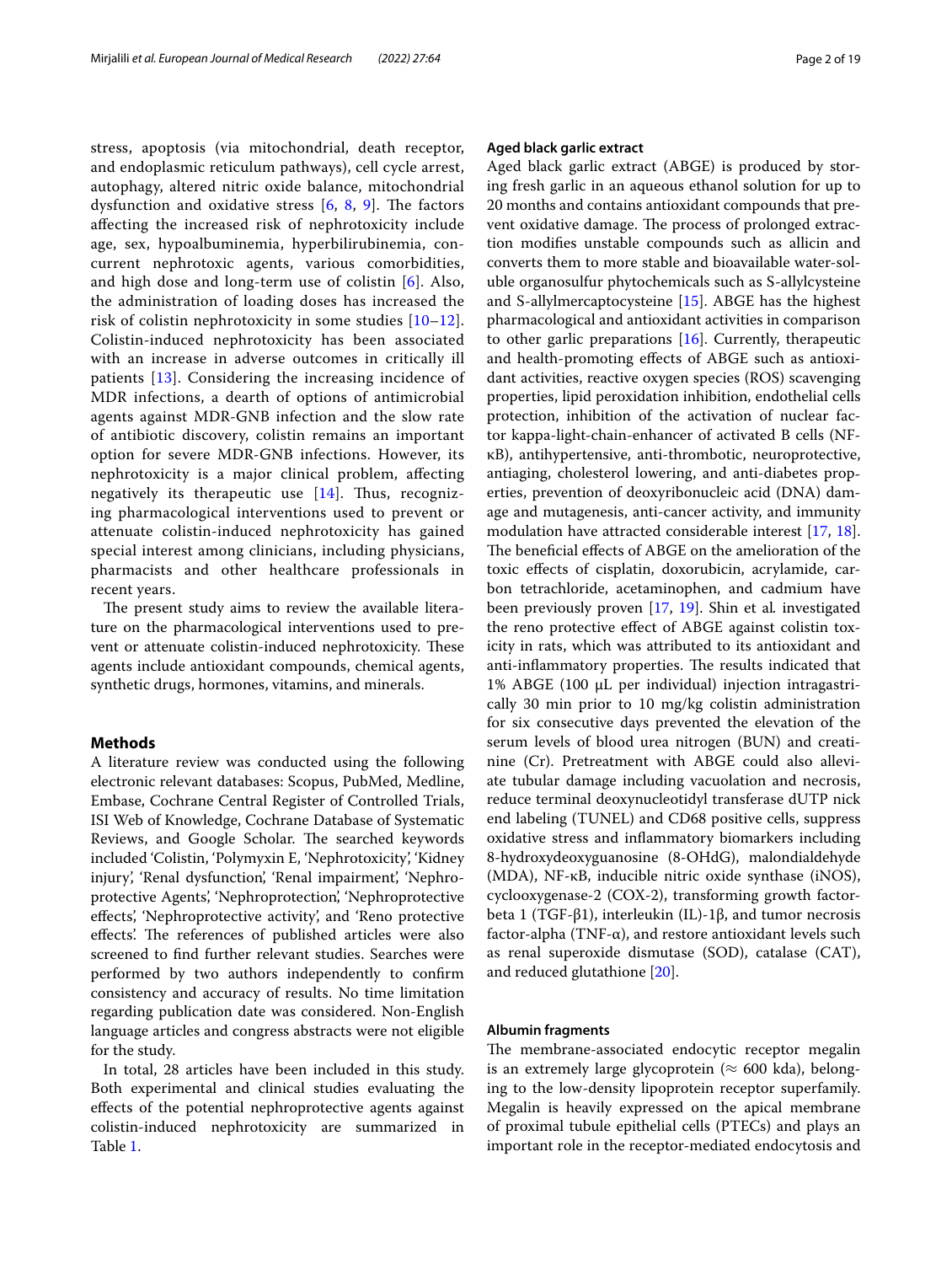stress, apoptosis (via mitochondrial, death receptor, and endoplasmic reticulum pathways), cell cycle arrest, autophagy, altered nitric oxide balance, mitochondrial dysfunction and oxidative stress [6, 8, 9]. The factors affecting the increased risk of nephrotoxicity include age, sex, hypoalbuminemia, hyperbilirubinemia, concurrent nephrotoxic agents, various comorbidities, and high dose and long-term use of colistin [6]. Also, the administration of loading doses has increased the risk of colistin nephrotoxicity in some studies [10–12]. Colistin-induced nephrotoxicity has been associated with an increase in adverse outcomes in critically ill patients [13]. Considering the increasing incidence of MDR infections, a dearth of options of antimicrobial agents against MDR-GNB infection and the slow rate of antibiotic discovery, colistin remains an important option for severe MDR-GNB infections. However, its nephrotoxicity is a major clinical problem, affecting negatively its therapeutic use [14]. Thus, recognizing pharmacological interventions used to prevent or attenuate colistin-induced nephrotoxicity has gained special interest among clinicians, including physicians, pharmacists and other healthcare professionals in recent years.

The present study aims to review the available literature on the pharmacological interventions used to prevent or attenuate colistin-induced nephrotoxicity. These agents include antioxidant compounds, chemical agents, synthetic drugs, hormones, vitamins, and minerals.

## Methods

A literature review was conducted using the following electronic relevant databases: Scopus, PubMed, Medline, Embase, Cochrane Central Register of Controlled Trials, ISI Web of Knowledge, Cochrane Database of Systematic Reviews, and Google Scholar. The searched keywords included 'Colistin, 'Polymyxin E, 'Nephrotoxicity', 'Kidney injury', 'Renal dysfunction', 'Renal impairment', 'Nephroprotective Agents', 'Nephroprotection', 'Nephroprotective effects', 'Nephroprotective activity', and 'Reno protective effects'. The references of published articles were also screened to find further relevant studies. Searches were performed by two authors independently to confirm consistency and accuracy of results. No time limitation regarding publication date was considered. Non-English language articles and congress abstracts were not eligible for the study.

In total, 28 articles have been included in this study. Both experimental and clinical studies evaluating the effects of the potential nephroprotective agents against colistin-induced nephrotoxicity are summarized in Table 1.

### Aged black garlic extract

Aged black garlic extract (ABGE) is produced by storing fresh garlic in an aqueous ethanol solution for up to 20 months and contains antioxidant compounds that prevent oxidative damage. The process of prolonged extraction modifies unstable compounds such as allicin and converts them to more stable and bioavailable water-soluble organosulfur phytochemicals such as S-allylcysteine and S-allylmercaptocysteine [15]. ABGE has the highest pharmacological and antioxidant activities in comparison to other garlic preparations [16]. Currently, therapeutic and health-promoting effects of ABGE such as antioxidant activities, reactive oxygen species (ROS) scavenging properties, lipid peroxidation inhibition, endothelial cells protection, inhibition of the activation of nuclear factor kappa-light-chain-enhancer of activated B cells (NF-κB), antihypertensive, anti-thrombotic, neuroprotective, antiaging, cholesterol lowering, and anti-diabetes properties, prevention of deoxyribonucleic acid (DNA) damage and mutagenesis, anti-cancer activity, and immunity modulation have attracted considerable interest [17, 18]. The beneficial effects of ABGE on the amelioration of the toxic effects of cisplatin, doxorubicin, acrylamide, carbon tetrachloride, acetaminophen, and cadmium have been previously proven [17, 19]. Shin et al. investigated the reno protective effect of ABGE against colistin toxicity in rats, which was attributed to its antioxidant and anti-inflammatory properties. The results indicated that 1% ABGE (100 μL per individual) injection intragastrically 30 min prior to 10 mg/kg colistin administration for six consecutive days prevented the elevation of the serum levels of blood urea nitrogen (BUN) and creatinine (Cr). Pretreatment with ABGE could also alleviate tubular damage including vacuolation and necrosis, reduce terminal deoxynucleotidyl transferase dUTP nick end labeling (TUNEL) and CD68 positive cells, suppress oxidative stress and inflammatory biomarkers including 8-hydroxydeoxyguanosine (8-OHdG), malondialdehyde (MDA), NF-κB, inducible nitric oxide synthase (iNOS), cyclooxygenase-2 (COX-2), transforming growth factor-beta 1 (TGF-β1), interleukin (IL)-1β, and tumor necrosis factor-alpha (TNF-α), and restore antioxidant levels such as renal superoxide dismutase (SOD), catalase (CAT), and reduced glutathione [20].

### Albumin fragments

The membrane-associated endocytic receptor megalin is an extremely large glycoprotein (≈ 600 kda), belonging to the low-density lipoprotein receptor superfamily. Megalin is heavily expressed on the apical membrane of proximal tubule epithelial cells (PTECs) and plays an important role in the receptor-mediated endocytosis and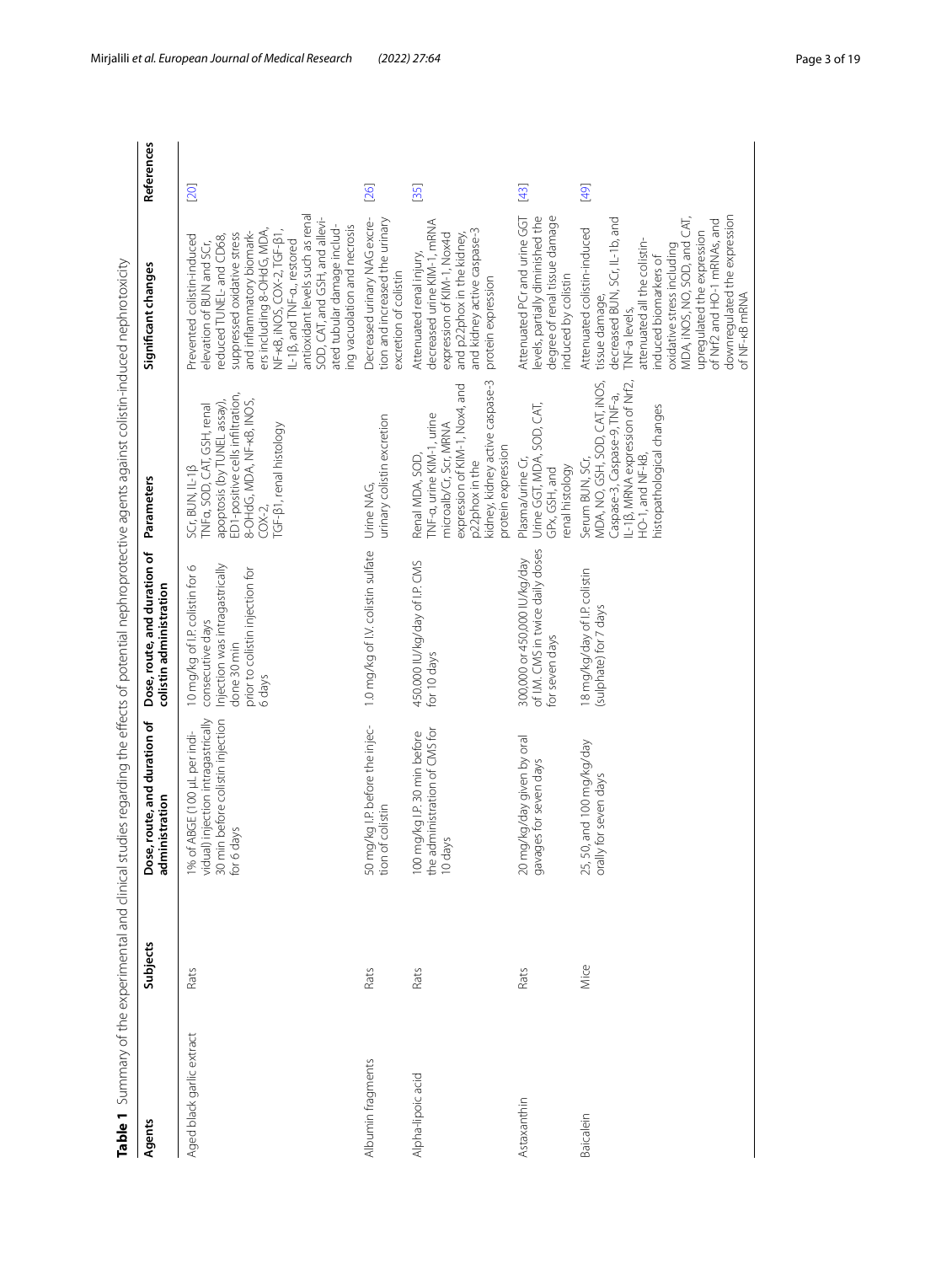**Table 1** Summary of the experimental and clinical studies regarding the effects of potential nephroprotective agents against colistin-induced nephrotoxicity

| Agents | Subjects | Dose, route, and duration of administration | Dose, route, and duration of colistin administration | Parameters | Significant changes | References |
|---|---|---|---|---|---|---|
| Aged black garlic extract | Rats | 1% of ABGE (100 µL per individual) injection intragastrically 30 min before colistin injection for 6 days | 10 mg/kg of I.P. colistin for 6 consecutive days Injection was intragastrically done 30 min prior to colistin injection for 6 days | SCr, BUN, IL-1β TNFα, SOD, CAT, GSH, renal apoptosis (by TUNEL assay), ED1-positive cells infiltration, 8-OHdG, MDA, NF-κB, iNOS, COX-2, TGF-β1, renal histology | Prevented colistin-induced elevation of BUN and SCr, reduced TUNEL- and CD68, suppressed oxidative stress and inflammatory biomarkers including 8-OHdG, MDA, NF-κB, iNOS, COX-2, TGF-β1, IL-1β, and TNF-α, restored antioxidant levels such as renal SOD, CAT, and GSH, and alleviated tubular damage including vacuolation and necrosis | [20] |
| Albumin fragments | Rats | 50 mg/kg I.P. before the injection of colistin | 1.0 mg/kg of I.V. colistin sulfate | Urine NAG, urinary colistin excretion | Decreased urinary NAG excretion and increased the urinary excretion of colistin | [26] |
| Alpha-lipoic acid | Rats | 100 mg/kg I.P. 30 min before the administration of CMS for 10 days | 450,000 IU/kg/day of I.P. CMS for 10 days | Renal MDA, SOD, TNF-α, urine KIM-1, urine microalb/Cr, Scr, MRNA expression of KIM-1, Nox4, and p22phox in the kidney, kidney active caspase-3 protein expression | Attenuated renal injury, decreased urine KIM-1, mRNA expression of KIM-1, Nox4d and p22phox in the kidney, and kidney active caspase-3 protein expression | [35] |
| Astaxanthin | Rats | 20 mg/kg/day given by oral gavages for seven days | 300,000 or 450,000 IU/kg/day of I.M. CMS in twice daily doses for seven days | Plasma/urine Cr, Urine GGT, MDA, SOD, CAT, GPx, GSH, and renal histology | Attenuated PCr and urine GGT levels, partially diminished the degree of renal tissue damage induced by colistin | [43] |
| Baicalein | Mice | 25, 50, and 100 mg/kg/day orally for seven days | 18 mg/kg/day of I.P. colistin (sulphate) for 7 days | Serum BUN, SCr, MDA, NO, GSH, SOD, CAT, iNOS, Caspase-3, Caspase-9, TNF-a, IL-1β, MRNA expression of Nrf2, HO-1, and NF-kB, histopathological changes | Attenuated colistin-induced tissue damage, decreased BUN, SCr, IL-1b, and TNF-a levels, attenuated all the colistin-induced biomarkers of oxidative stress including MDA, iNOS, NO, SOD, and CAT, upregulated the expression of Nrf2 and HO-1 mRNAs, and downregulated the expression of NF-κB mRNA | [49] |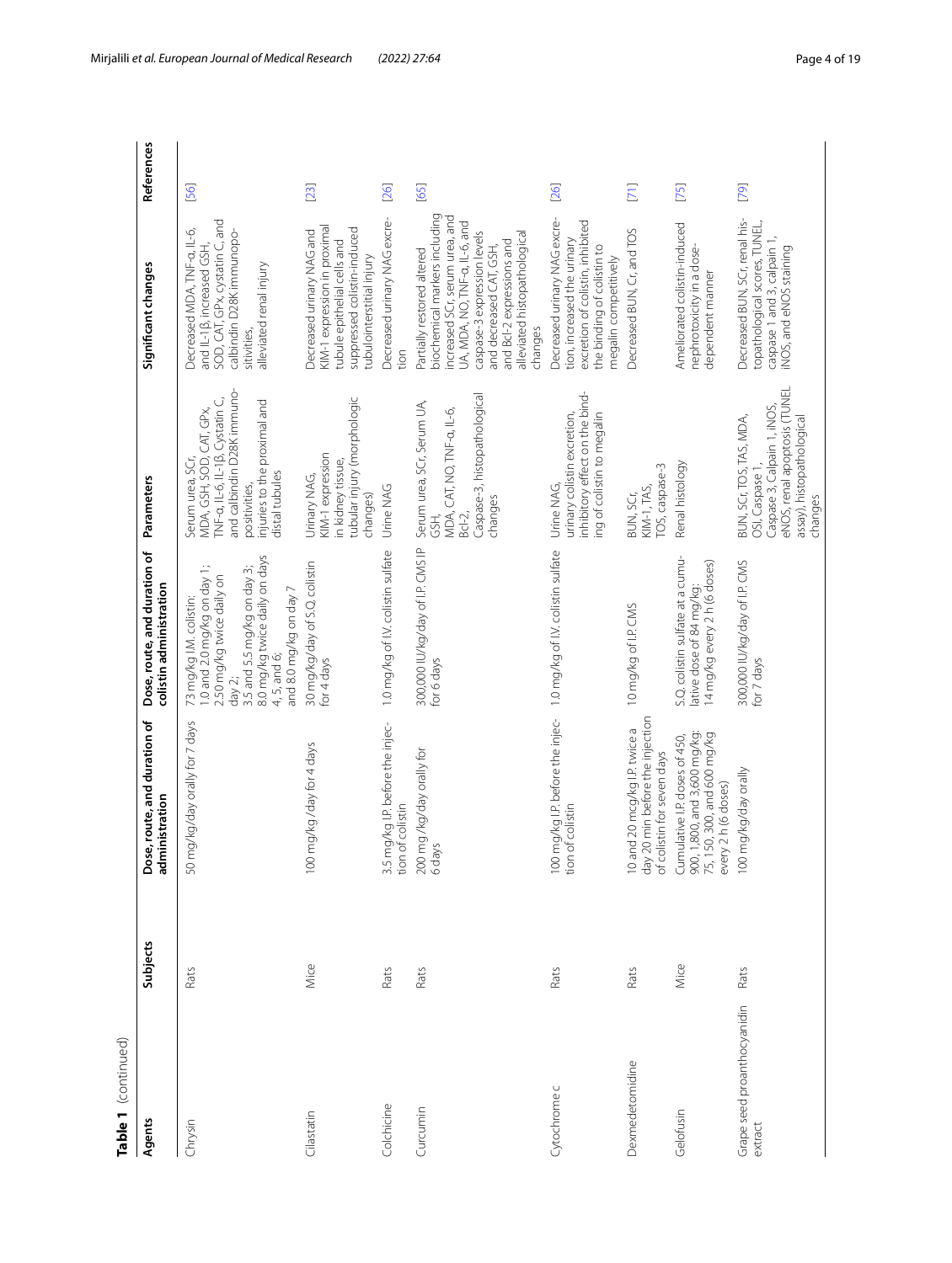**Table 1** (continued)

| Agents | Subjects | Dose, route, and duration of administration | Dose, route, and duration of colistin administration | Parameters | Significant changes | References |
|---|---|---|---|---|---|---|
| Chrysin | Rats | 50 mg/kg/day orally for 7 days | 73 mg/kg I.M. colistin: 1.0 and 2.0 mg/kg on day 1; 2.50 mg/kg twice daily on day 2; 3.5 and 5.5 mg/kg on day 3; 8.0 mg/kg twice daily on days 4, 5, and 6; and 8.0 mg/kg on day 7 | Serum urea, SCr, MDA, GSH, SOD, CAT, GPx, TNF-α, IL-6, IL-1β, Cystatin C, and calbindin D28K immunopositivities, injuries to the proximal and distal tubules | Decreased MDA, TNF-α, IL-6, and IL-1β, increased GSH, SOD, CAT, GPx, cystatin C, and calbindin D28K immunopositivities, alleviated renal injury | [56] |
| Cilastatin | Mice | 100 mg/kg /day for 4 days | 30 mg/kg/day of S.Q. colistin for 4 days | Urinary NAG, KIM-1 expression in kidney tissue, tubular injury (morphologic changes) | Decreased urinary NAG and KIM-1 expression in proximal tubule epithelial cells and suppressed colistin-induced tubulointerstitial injury | [23] |
| Colchicine | Rats | 3.5 mg/kg I.P. before the injection of colistin | 1.0 mg/kg of I.V. colistin sulfate | Urine NAG | Decreased urinary NAG excretion | [26] |
| Curcumin | Rats | 200 mg /kg/day orally for 6 days | 300,000 IU/kg/day of I.P. CMS IP for 6 days | Serum urea, SCr, Serum UA, GSH, MDA, CAT, NO, TNF-α, IL-6, Bcl-2, Caspase-3, histopathological changes | Partially restored altered biochemical markers including increased SCr, serum urea, and UA, MDA, NO, TNF-α, IL-6, and caspase-3 expression levels and decreased CAT, GSH, and Bcl-2 expressions and alleviated histopathological changes | [65] |
| Cytochrome c | Rats | 100 mg/kg I.P. before the injection of colistin | 1.0 mg/kg of I.V. colistin sulfate | Urine NAG, urinary colistin excretion, inhibitory effect on the binding of colistin to megalin | Decreased urinary NAG excretion, increased the urinary excretion of colistin, inhibited the binding of colistin to megalin competitively | [26] |
| Dexmedetomidine | Rats | 10 and 20 mcg/kg I.P. twice a day 20 min before the injection of colistin for seven days | 10 mg/kg of I.P. CMS | BUN, SCr, KIM-1, TAS, TOS, caspase-3 | Decreased BUN, Cr, and TOS | [71] |
| Gelofusin | Mice | Cumulative I.P. doses of 450, 900, 1,800, and 3,600 mg/kg; 75, 150, 300, and 600 mg/kg every 2 h (6 doses) | S.Q. colistin sulfate at a cumulative dose of 84 mg/kg; 14 mg/kg every 2 h (6 doses) | Renal histology | Ameliorated colistin-induced nephrotoxicity in a dose-dependent manner | [75] |
| Grape seed proanthocyanidin extract | Rats | 100 mg/kg/day orally | 300,000 IU/kg/day of I.P. CMS for 7 days | BUN, SCr, TOS, TAS, MDA, OSI, Caspase 1, Caspase 3, Calpain 1, iNOS, eNOS, renal apoptosis (TUNEL assay), histopathological changes | Decreased BUN, SCr, renal histopathological scores, TUNEL, caspase 1 and 3, calpain 1, iNOS, and eNOS staining | [79] |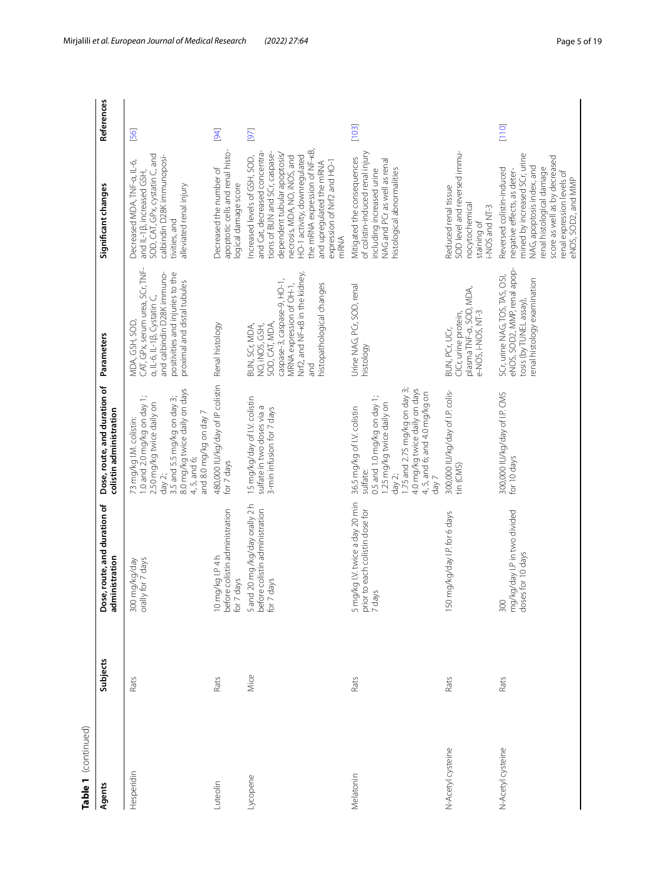**Table 1** (continued)

| Agents | Subjects | Dose, route, and duration of administration | Dose, route, and duration of colistin administration | Parameters | Significant changes | References |
|---|---|---|---|---|---|---|
| Hesperidin | Rats | 300 mg/kg/day orally for 7 days | 73 mg/kg I.M. colistin: 1.0 and 2.0 mg/kg on day 1; 2.50 mg/kg twice daily on day 2; 3.5 and 5.5 mg/kg on day 3; 8.0 mg/kg twice daily on days 4, 5, and 6; and 8.0 mg/kg on day 7 | MDA, GSH, SOD, CAT, GPx, serum urea, SCr, TNF-α, IL-6, IL-1β, Cystatin C, and calbindin D28K immunopositivities and injuries to the proximal and distal tubules | Decreased MDA, TNF-α, IL-6, and IL-1β, increased GSH, SOD, CAT, GPx, cystatin C, and calbindin D28K immunopositivities, and alleviated renal injury | [56] |
| Luteolin | Rats | 10 mg/kg I.P 4 h before colistin administration for 7 days | 480,000 IU/kg/day of IP colistin for 7 days | Renal histology | Decreased the number of apoptotic cells and renal histological damage score | [94] |
| Lycopene | Mice | 5 and 20 mg /kg/day orally 2 h before colistin administration for 7 days | 15 mg/kg/day of I.V. colistin sulfate in two doses via a 3-min infusion for 7 days | BUN, SCr, MDA, NO, iNOS, GSH, SOD, CAT, MDA, caspase-3, caspase-9, HO-1, MRNA expression of OH-1, Nrf2, and NF-κB in the kidney, and histopathological changes | Increased levels of GSH, SOD, and Cat, decreased concentrations of BUN and SCr, caspase-dependent tubular apoptosis/necrosis, MDA, NO, iNOS, and HO-1 activity, downregulated the mRNA expression of NF-κB, and upregulated the mRNA expression of Nrf2 and HO-1 mRNA | [97] |
| Melatonin | Rats | 5 mg/kg IV. twice a day 20 min prior to each colistin dose for 7 days | 36.5 mg/kg of I.V. colistin sulfate: 0.5 and 1.0 mg/kg on day 1; 1.25 mg/kg twice daily on day 2; 1.75 and 2.75 mg/kg on day 3; 4.0 mg/kg twice daily on days 4, 5, and 6; and 4.0 mg/kg on day 7 | Urine NAG, PCr, SOD, renal histology | Mitigated the consequences of colistin-induced renal injury including increased urine NAG and PCr as well as renal histological abnormalities | [103] |
| N-Acetyl cysteine | Rats | 150 mg/kg/day I.P. for 6 days | 300,000 IU/kg/day of I.P. colistin (CMS) | BUN, PCr, UCr, ClCr, urine protein, plasma TNF-α, SOD, MDA, e-NOS, i-NOS, NT-3 | Reduced renal tissue SOD level and reversed immunocytochemical staining of i-NOS and NT-3 | |
| N-Acetyl cysteine | Rats | 300 mg/kg/day I.P in two divided doses for 10 days | 300,000 IU/kg/day of I.P. CMS for 10 days | SCr, urine NAG, TOS, TAS, OSI, eNOS, SOD2, MMP, renal apoptosis (by TUNEL assay), renal histology examination | Reversed colistin-induced negative effects, as determined by increased SCr, urine NAG, apoptosis index, and renal histological damage score as well as by decreased renal expression levels of eNOS, SOD2, and MMP | [110] |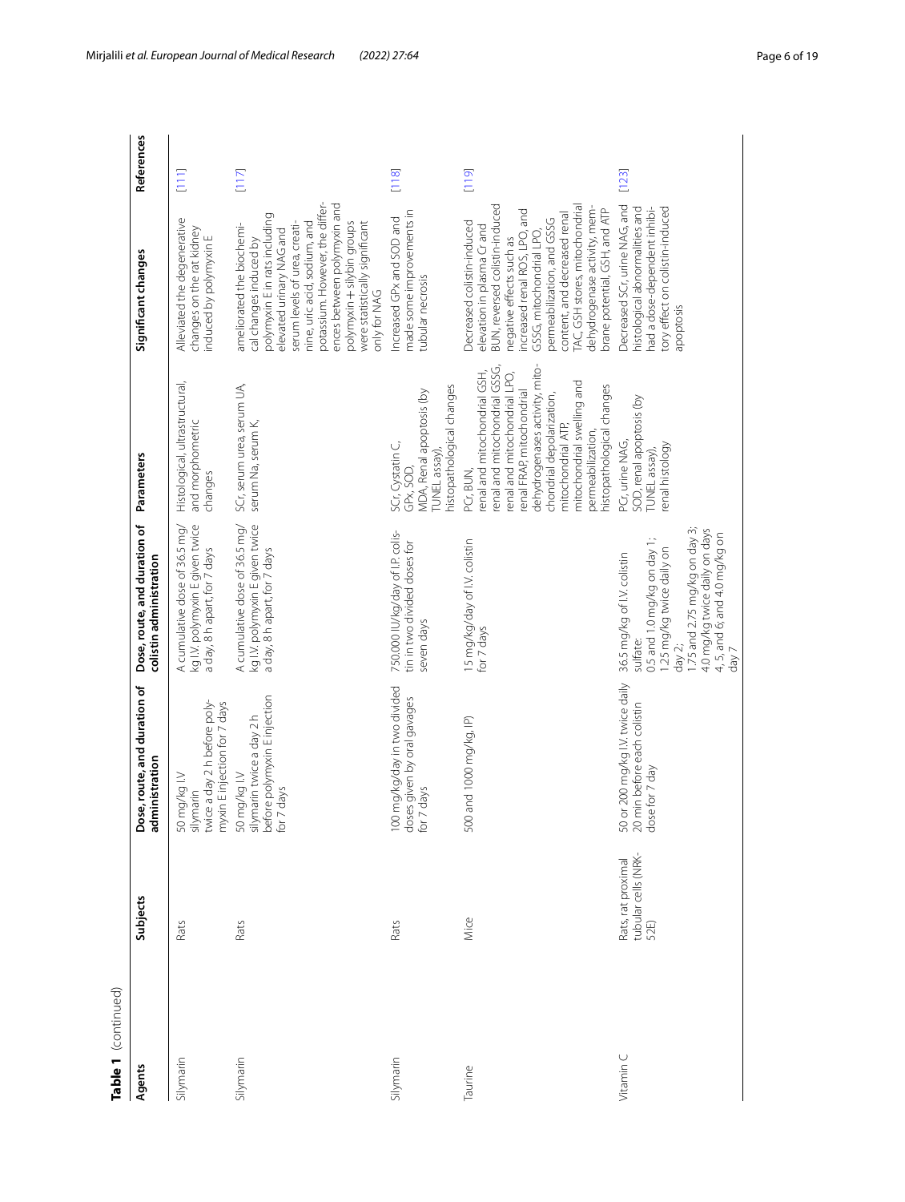**Table 1** (continued)

| Agents | Subjects | Dose, route, and duration of administration | Dose, route, and duration of colistin administration | Parameters | Significant changes | References |
|---|---|---|---|---|---|---|
| Silymarin | Rats | 50 mg/kg I.V silymarin twice a day 2 h before polymyxin E injection for 7 days | A cumulative dose of 36.5 mg/kg I.V. polymyxin E given twice a day, 8 h apart, for 7 days | Histological, ultrastructural, and morphometric changes | Alleviated the degenerative changes on the rat kidney induced by polymyxin E | [111] |
| Silymarin | Rats | 50 mg/kg I.V silymarin twice a day 2 h before polymyxin E injection for 7 days | A cumulative dose of 36.5 mg/kg I.V. polymyxin E given twice a day, 8 h apart, for 7 days | SCr, serum urea, serum UA, serum Na, serum K, | ameliorated the biochemical changes induced by polymyxin E in rats including elevated urinary NAG and serum levels of urea, creatinine, uric acid, sodium, and potassium. However, the differences between polymyxin and polymyxin + silybin groups were statistically significant only for NAG | [117] |
| Silymarin | Rats | 100 mg/kg/day in two divided doses given by oral gavages for 7 days | 750.000 IU/kg/day of I.P. colistin in two divided doses for seven days | SCr, Cystatin C, GPx, SOD, MDA, Renal apoptosis (by TUNEL assay), histopathological changes | Increased GPx and SOD and made some improvements in tubular necrosis | [118] |
| Taurine | Mice | 500 and 1000 mg/kg, IP) | 15 mg/kg/day of I.V. colistin for 7 days | PCr, BUN, renal and mitochondrial GSH, renal and mitochondrial GSSG, renal and mitochondrial LPO, renal FRAP, mitochondrial dehydrogenases activity, mitochondrial depolarization, mitochondrial ATP, mitochondrial swelling and permeabilization, histopathological changes | Decreased colistin-induced elevation in plasma Cr and BUN, reversed colistin-induced negative effects such as increased renal ROS, LPO, and GSSG, mitochondrial LPO, permeabilization, and GSSG content, and decreased renal TAC, GSH stores, mitochondrial dehydrogenase activity, membrane potential, GSH, and ATP | [119] |
| Vitamin C | Rats, rat proximal tubular cells (NRK-52E) | 50 or 200 mg/kg I.V. twice daily 20 min before each colistin dose for 7 day | 36.5 mg/kg of I.V. colistin sulfate:<br>0.5 and 1.0 mg/kg on day 1;<br>1.25 mg/kg twice daily on day 2;<br>1.75 and 2.75 mg/kg on day 3;<br>4.0 mg/kg twice daily on days 4, 5, and 6; and 4.0 mg/kg on day 7 | PCr, urine NAG, SOD, renal apoptosis (by TUNEL assay), renal histology | Decreased SCr, urine NAG, and histological abnormalities and had a dose-dependent inhibitory effect on colistin-induced apoptosis | [123] |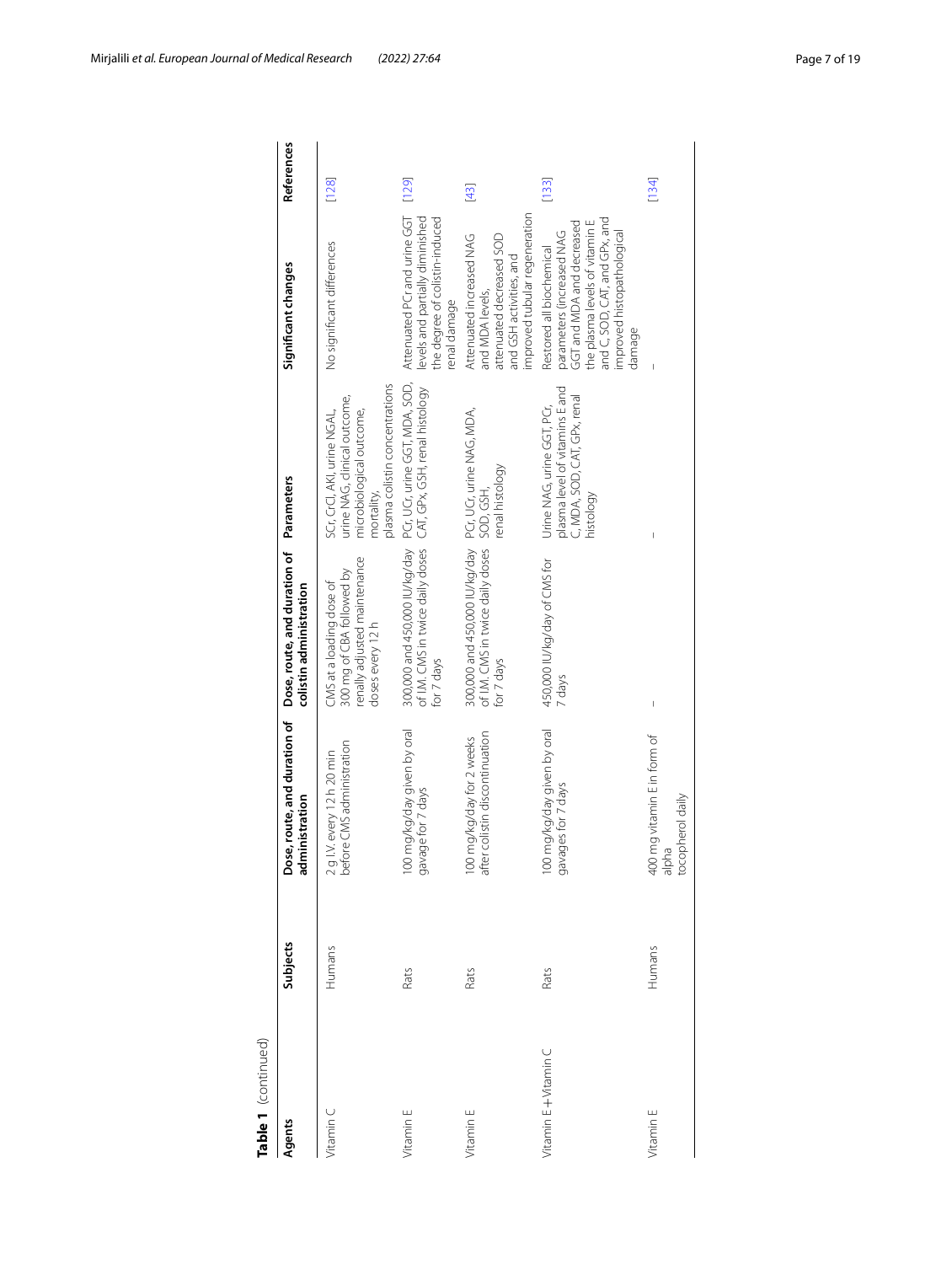**Table 1** (continued)

| Agents | Subjects | Dose, route, and duration of administration | Dose, route, and duration of colistin administration | Parameters | Significant changes | References |
|---|---|---|---|---|---|---|
| Vitamin C | Humans | 2 g I.V. every 12 h 20 min before CMS administration | CMS at a loading dose of 300 mg of CBA followed by renally adjusted maintenance doses every 12 h | SCr, CrCl, AKI, urine NGAL, urine NAG, clinical outcome, microbiological outcome, mortality, plasma colistin concentrations | No significant differences | [128] |
| Vitamin E | Rats | 100 mg/kg/day given by oral gavage for 7 days | 300,000 and 450,000 IU/kg/day of I.M. CMS in twice daily doses for 7 days | PCr, UCr, urine GGT, MDA, SOD, CAT, GPx, GSH, renal histology | Attenuated PCr and urine GGT levels and partially diminished the degree of colistin-induced renal damage | [129] |
| Vitamin E | Rats | 100 mg/kg/day for 2 weeks after colistin discontinuation | 300,000 and 450,000 IU/kg/day of I.M. CMS in twice daily doses for 7 days | PCr, UCr, urine NAG, MDA, SOD, GSH, renal histology | Attenuated increased NAG and MDA levels, attenuated decreased SOD and GSH activities, and improved tubular regeneration | [43] |
| Vitamin E + Vitamin C | Rats | 100 mg/kg/day given by oral gavages for 7 days | 450,000 IU/kg/day of CMS for 7 days | Urine NAG, urine GGT, PCr, plasma level of vitamins E and C, MDA, SOD, CAT, GPx, renal histology | Restored all biochemical parameters (increased NAG GGT and MDA and decreased the plasma levels of vitamin E and C, SOD, CAT, and GPx, and improved histopathological damage | [133] |
| Vitamin E | Humans | 400 mg vitamin E in form of alpha tocopherol daily | – | – | – | [134] |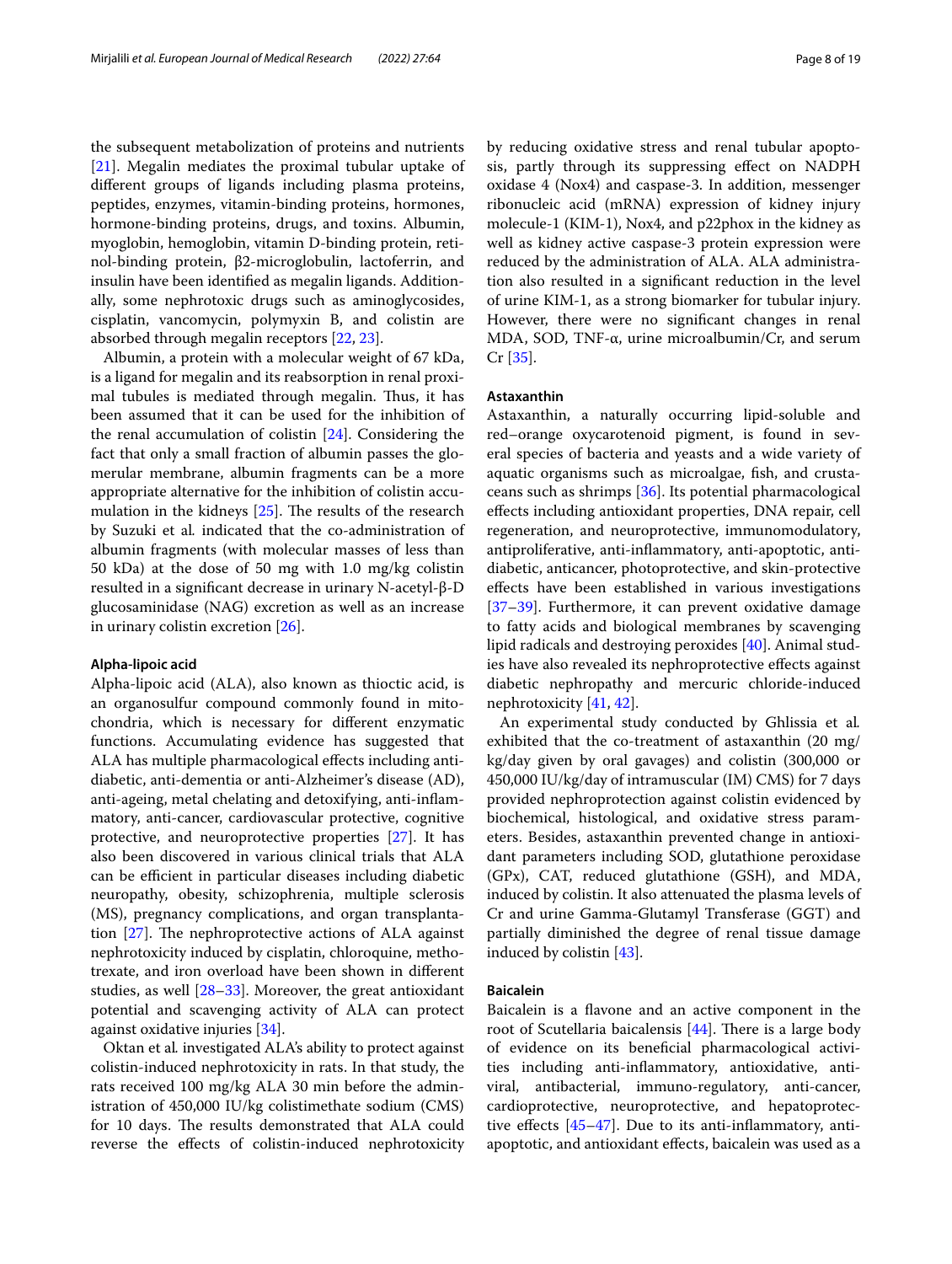the subsequent metabolization of proteins and nutrients [21]. Megalin mediates the proximal tubular uptake of different groups of ligands including plasma proteins, peptides, enzymes, vitamin-binding proteins, hormones, hormone-binding proteins, drugs, and toxins. Albumin, myoglobin, hemoglobin, vitamin D-binding protein, retinol-binding protein, β2-microglobulin, lactoferrin, and insulin have been identified as megalin ligands. Additionally, some nephrotoxic drugs such as aminoglycosides, cisplatin, vancomycin, polymyxin B, and colistin are absorbed through megalin receptors [22, 23].

Albumin, a protein with a molecular weight of 67 kDa, is a ligand for megalin and its reabsorption in renal proximal tubules is mediated through megalin. Thus, it has been assumed that it can be used for the inhibition of the renal accumulation of colistin [24]. Considering the fact that only a small fraction of albumin passes the glomerular membrane, albumin fragments can be a more appropriate alternative for the inhibition of colistin accumulation in the kidneys [25]. The results of the research by Suzuki et al. indicated that the co-administration of albumin fragments (with molecular masses of less than 50 kDa) at the dose of 50 mg with 1.0 mg/kg colistin resulted in a significant decrease in urinary N-acetyl-β-D glucosaminidase (NAG) excretion as well as an increase in urinary colistin excretion [26].

#### Alpha-lipoic acid

Alpha-lipoic acid (ALA), also known as thioctic acid, is an organosulfur compound commonly found in mitochondria, which is necessary for different enzymatic functions. Accumulating evidence has suggested that ALA has multiple pharmacological effects including anti-diabetic, anti-dementia or anti-Alzheimer's disease (AD), anti-ageing, metal chelating and detoxifying, anti-inflammatory, anti-cancer, cardiovascular protective, cognitive protective, and neuroprotective properties [27]. It has also been discovered in various clinical trials that ALA can be efficient in particular diseases including diabetic neuropathy, obesity, schizophrenia, multiple sclerosis (MS), pregnancy complications, and organ transplantation [27]. The nephroprotective actions of ALA against nephrotoxicity induced by cisplatin, chloroquine, methotrexate, and iron overload have been shown in different studies, as well [28–33]. Moreover, the great antioxidant potential and scavenging activity of ALA can protect against oxidative injuries [34].

Oktan et al. investigated ALA's ability to protect against colistin-induced nephrotoxicity in rats. In that study, the rats received 100 mg/kg ALA 30 min before the administration of 450,000 IU/kg colistimethate sodium (CMS) for 10 days. The results demonstrated that ALA could reverse the effects of colistin-induced nephrotoxicity by reducing oxidative stress and renal tubular apoptosis, partly through its suppressing effect on NADPH oxidase 4 (Nox4) and caspase-3. In addition, messenger ribonucleic acid (mRNA) expression of kidney injury molecule-1 (KIM-1), Nox4, and p22phox in the kidney as well as kidney active caspase-3 protein expression were reduced by the administration of ALA. ALA administration also resulted in a significant reduction in the level of urine KIM-1, as a strong biomarker for tubular injury. However, there were no significant changes in renal MDA, SOD, TNF-α, urine microalbumin/Cr, and serum Cr [35].

#### Astaxanthin

Astaxanthin, a naturally occurring lipid-soluble and red–orange oxycarotenoid pigment, is found in several species of bacteria and yeasts and a wide variety of aquatic organisms such as microalgae, fish, and crustaceans such as shrimps [36]. Its potential pharmacological effects including antioxidant properties, DNA repair, cell regeneration, and neuroprotective, immunomodulatory, antiproliferative, anti-inflammatory, anti-apoptotic, anti-diabetic, anticancer, photoprotective, and skin-protective effects have been established in various investigations [37–39]. Furthermore, it can prevent oxidative damage to fatty acids and biological membranes by scavenging lipid radicals and destroying peroxides [40]. Animal studies have also revealed its nephroprotective effects against diabetic nephropathy and mercuric chloride-induced nephrotoxicity [41, 42].

An experimental study conducted by Ghlissia et al. exhibited that the co-treatment of astaxanthin (20 mg/kg/day given by oral gavages) and colistin (300,000 or 450,000 IU/kg/day of intramuscular (IM) CMS) for 7 days provided nephroprotection against colistin evidenced by biochemical, histological, and oxidative stress parameters. Besides, astaxanthin prevented change in antioxidant parameters including SOD, glutathione peroxidase (GPx), CAT, reduced glutathione (GSH), and MDA, induced by colistin. It also attenuated the plasma levels of Cr and urine Gamma-Glutamyl Transferase (GGT) and partially diminished the degree of renal tissue damage induced by colistin [43].

#### Baicalein

Baicalein is a flavone and an active component in the root of Scutellaria baicalensis [44]. There is a large body of evidence on its beneficial pharmacological activities including anti-inflammatory, antioxidative, antiviral, antibacterial, immuno-regulatory, anti-cancer, cardioprotective, neuroprotective, and hepatoprotective effects [45–47]. Due to its anti-inflammatory, anti-apoptotic, and antioxidant effects, baicalein was used as a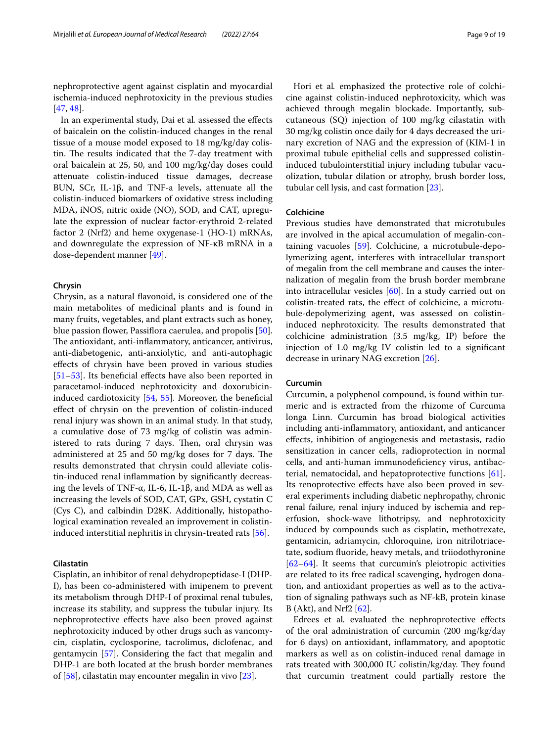nephroprotective agent against cisplatin and myocardial ischemia-induced nephrotoxicity in the previous studies [47, 48].

In an experimental study, Dai et al*.* assessed the effects of baicalein on the colistin-induced changes in the renal tissue of a mouse model exposed to 18 mg/kg/day colistin. The results indicated that the 7-day treatment with oral baicalein at 25, 50, and 100 mg/kg/day doses could attenuate colistin-induced tissue damages, decrease BUN, SCr, IL-1β, and TNF-a levels, attenuate all the colistin-induced biomarkers of oxidative stress including MDA, iNOS, nitric oxide (NO), SOD, and CAT, upregulate the expression of nuclear factor-erythroid 2-related factor 2 (Nrf2) and heme oxygenase-1 (HO-1) mRNAs, and downregulate the expression of NF-κB mRNA in a dose-dependent manner [49].

#### Chrysin

Chrysin, as a natural flavonoid, is considered one of the main metabolites of medicinal plants and is found in many fruits, vegetables, and plant extracts such as honey, blue passion flower, Passiflora caerulea, and propolis [50]. The antioxidant, anti-inflammatory, anticancer, antivirus, anti-diabetogenic, anti-anxiolytic, and anti-autophagic effects of chrysin have been proved in various studies [51–53]. Its beneficial effects have also been reported in paracetamol-induced nephrotoxicity and doxorubicin-induced cardiotoxicity [54, 55]. Moreover, the beneficial effect of chrysin on the prevention of colistin-induced renal injury was shown in an animal study. In that study, a cumulative dose of 73 mg/kg of colistin was administered to rats during 7 days. Then, oral chrysin was administered at 25 and 50 mg/kg doses for 7 days. The results demonstrated that chrysin could alleviate colistin-induced renal inflammation by significantly decreasing the levels of TNF-α, IL-6, IL-1β, and MDA as well as increasing the levels of SOD, CAT, GPx, GSH, cystatin C (Cys C), and calbindin D28K. Additionally, histopathological examination revealed an improvement in colistin-induced interstitial nephritis in chrysin-treated rats [56].

#### Cilastatin

Cisplatin, an inhibitor of renal dehydropeptidase-I (DHP-I), has been co-administered with imipenem to prevent its metabolism through DHP-I of proximal renal tubules, increase its stability, and suppress the tubular injury. Its nephroprotective effects have also been proved against nephrotoxicity induced by other drugs such as vancomycin, cisplatin, cyclosporine, tacrolimus, diclofenac, and gentamycin [57]. Considering the fact that megalin and DHP-1 are both located at the brush border membranes of [58], cilastatin may encounter megalin in vivo [23].

Hori et al*.* emphasized the protective role of colchicine against colistin-induced nephrotoxicity, which was achieved through megalin blockade. Importantly, subcutaneous (SQ) injection of 100 mg/kg cilastatin with 30 mg/kg colistin once daily for 4 days decreased the urinary excretion of NAG and the expression of (KIM-1 in proximal tubule epithelial cells and suppressed colistin-induced tubulointerstitial injury including tubular vacuolization, tubular dilation or atrophy, brush border loss, tubular cell lysis, and cast formation [23].

#### Colchicine

Previous studies have demonstrated that microtubules are involved in the apical accumulation of megalin-containing vacuoles [59]. Colchicine, a microtubule-depolymerizing agent, interferes with intracellular transport of megalin from the cell membrane and causes the internalization of megalin from the brush border membrane into intracellular vesicles [60]. In a study carried out on colistin-treated rats, the effect of colchicine, a microtubule-depolymerizing agent, was assessed on colistin-induced nephrotoxicity. The results demonstrated that colchicine administration (3.5 mg/kg, IP) before the injection of 1.0 mg/kg IV colistin led to a significant decrease in urinary NAG excretion [26].

#### Curcumin

Curcumin, a polyphenol compound, is found within turmeric and is extracted from the rhizome of Curcuma longa Linn. Curcumin has broad biological activities including anti-inflammatory, antioxidant, and anticancer effects, inhibition of angiogenesis and metastasis, radio sensitization in cancer cells, radioprotection in normal cells, and anti-human immunodeficiency virus, antibacterial, nematocidal, and hepatoprotective functions [61]. Its renoprotective effects have also been proved in several experiments including diabetic nephropathy, chronic renal failure, renal injury induced by ischemia and reperfusion, shock-wave lithotripsy, and nephrotoxicity induced by compounds such as cisplatin, methotrexate, gentamicin, adriamycin, chloroquine, iron nitrilotriacetate, sodium fluoride, heavy metals, and triiodothyronine [62–64]. It seems that curcumin's pleiotropic activities are related to its free radical scavenging, hydrogen donation, and antioxidant properties as well as to the activation of signaling pathways such as NF-kB, protein kinase B (Akt), and Nrf2 [62].

Edrees et al*.* evaluated the nephroprotective effects of the oral administration of curcumin (200 mg/kg/day for 6 days) on antioxidant, inflammatory, and apoptotic markers as well as on colistin-induced renal damage in rats treated with 300,000 IU colistin/kg/day. They found that curcumin treatment could partially restore the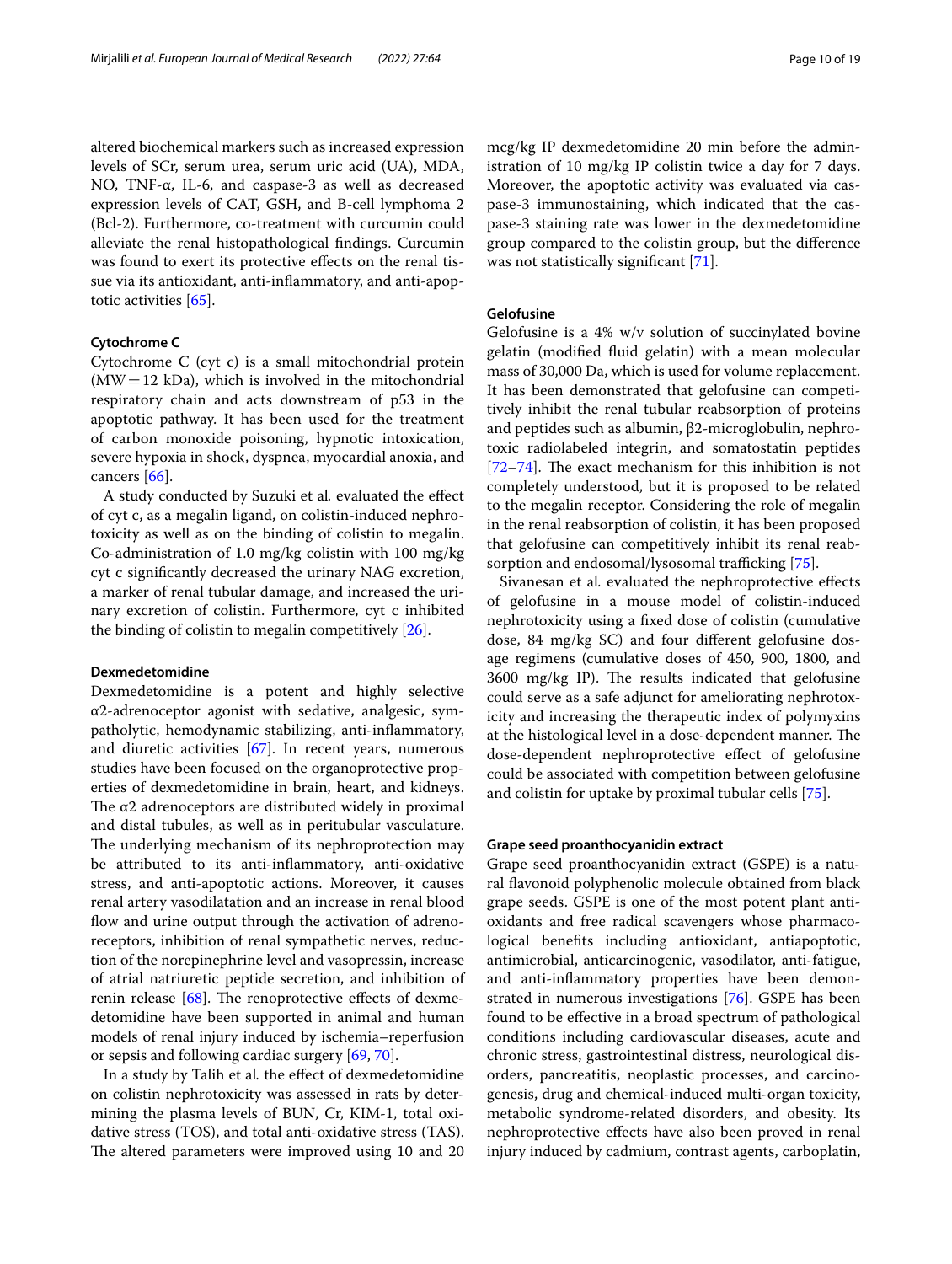altered biochemical markers such as increased expression levels of SCr, serum urea, serum uric acid (UA), MDA, NO, TNF-α, IL-6, and caspase-3 as well as decreased expression levels of CAT, GSH, and B-cell lymphoma 2 (Bcl-2). Furthermore, co-treatment with curcumin could alleviate the renal histopathological findings. Curcumin was found to exert its protective effects on the renal tissue via its antioxidant, anti-inflammatory, and anti-apoptotic activities [65].

#### Cytochrome C

Cytochrome C (cyt c) is a small mitochondrial protein (MW = 12 kDa), which is involved in the mitochondrial respiratory chain and acts downstream of p53 in the apoptotic pathway. It has been used for the treatment of carbon monoxide poisoning, hypnotic intoxication, severe hypoxia in shock, dyspnea, myocardial anoxia, and cancers [66].

A study conducted by Suzuki et al. evaluated the effect of cyt c, as a megalin ligand, on colistin-induced nephrotoxicity as well as on the binding of colistin to megalin. Co-administration of 1.0 mg/kg colistin with 100 mg/kg cyt c significantly decreased the urinary NAG excretion, a marker of renal tubular damage, and increased the urinary excretion of colistin. Furthermore, cyt c inhibited the binding of colistin to megalin competitively [26].

#### Dexmedetomidine

Dexmedetomidine is a potent and highly selective α2-adrenoceptor agonist with sedative, analgesic, sympatholytic, hemodynamic stabilizing, anti-inflammatory, and diuretic activities [67]. In recent years, numerous studies have been focused on the organoprotective properties of dexmedetomidine in brain, heart, and kidneys. The α2 adrenoceptors are distributed widely in proximal and distal tubules, as well as in peritubular vasculature. The underlying mechanism of its nephroprotection may be attributed to its anti-inflammatory, anti-oxidative stress, and anti-apoptotic actions. Moreover, it causes renal artery vasodilatation and an increase in renal blood flow and urine output through the activation of adrenoreceptors, inhibition of renal sympathetic nerves, reduction of the norepinephrine level and vasopressin, increase of atrial natriuretic peptide secretion, and inhibition of renin release [68]. The renoprotective effects of dexmedetomidine have been supported in animal and human models of renal injury induced by ischemia–reperfusion or sepsis and following cardiac surgery [69, 70].

In a study by Talih et al. the effect of dexmedetomidine on colistin nephrotoxicity was assessed in rats by determining the plasma levels of BUN, Cr, KIM-1, total oxidative stress (TOS), and total anti-oxidative stress (TAS). The altered parameters were improved using 10 and 20 mcg/kg IP dexmedetomidine 20 min before the administration of 10 mg/kg IP colistin twice a day for 7 days. Moreover, the apoptotic activity was evaluated via caspase-3 immunostaining, which indicated that the caspase-3 staining rate was lower in the dexmedetomidine group compared to the colistin group, but the difference was not statistically significant [71].

#### Gelofusine

Gelofusine is a 4% w/v solution of succinylated bovine gelatin (modified fluid gelatin) with a mean molecular mass of 30,000 Da, which is used for volume replacement. It has been demonstrated that gelofusine can competitively inhibit the renal tubular reabsorption of proteins and peptides such as albumin, β2-microglobulin, nephrotoxic radiolabeled integrin, and somatostatin peptides [72–74]. The exact mechanism for this inhibition is not completely understood, but it is proposed to be related to the megalin receptor. Considering the role of megalin in the renal reabsorption of colistin, it has been proposed that gelofusine can competitively inhibit its renal reabsorption and endosomal/lysosomal trafficking [75].

Sivanesan et al. evaluated the nephroprotective effects of gelofusine in a mouse model of colistin-induced nephrotoxicity using a fixed dose of colistin (cumulative dose, 84 mg/kg SC) and four different gelofusine dosage regimens (cumulative doses of 450, 900, 1800, and 3600 mg/kg IP). The results indicated that gelofusine could serve as a safe adjunct for ameliorating nephrotoxicity and increasing the therapeutic index of polymyxins at the histological level in a dose-dependent manner. The dose-dependent nephroprotective effect of gelofusine could be associated with competition between gelofusine and colistin for uptake by proximal tubular cells [75].

#### Grape seed proanthocyanidin extract

Grape seed proanthocyanidin extract (GSPE) is a natural flavonoid polyphenolic molecule obtained from black grape seeds. GSPE is one of the most potent plant antioxidants and free radical scavengers whose pharmacological benefits including antioxidant, antiapoptotic, antimicrobial, anticarcinogenic, vasodilator, anti-fatigue, and anti-inflammatory properties have been demonstrated in numerous investigations [76]. GSPE has been found to be effective in a broad spectrum of pathological conditions including cardiovascular diseases, acute and chronic stress, gastrointestinal distress, neurological disorders, pancreatitis, neoplastic processes, and carcinogenesis, drug and chemical-induced multi-organ toxicity, metabolic syndrome-related disorders, and obesity. Its nephroprotective effects have also been proved in renal injury induced by cadmium, contrast agents, carboplatin,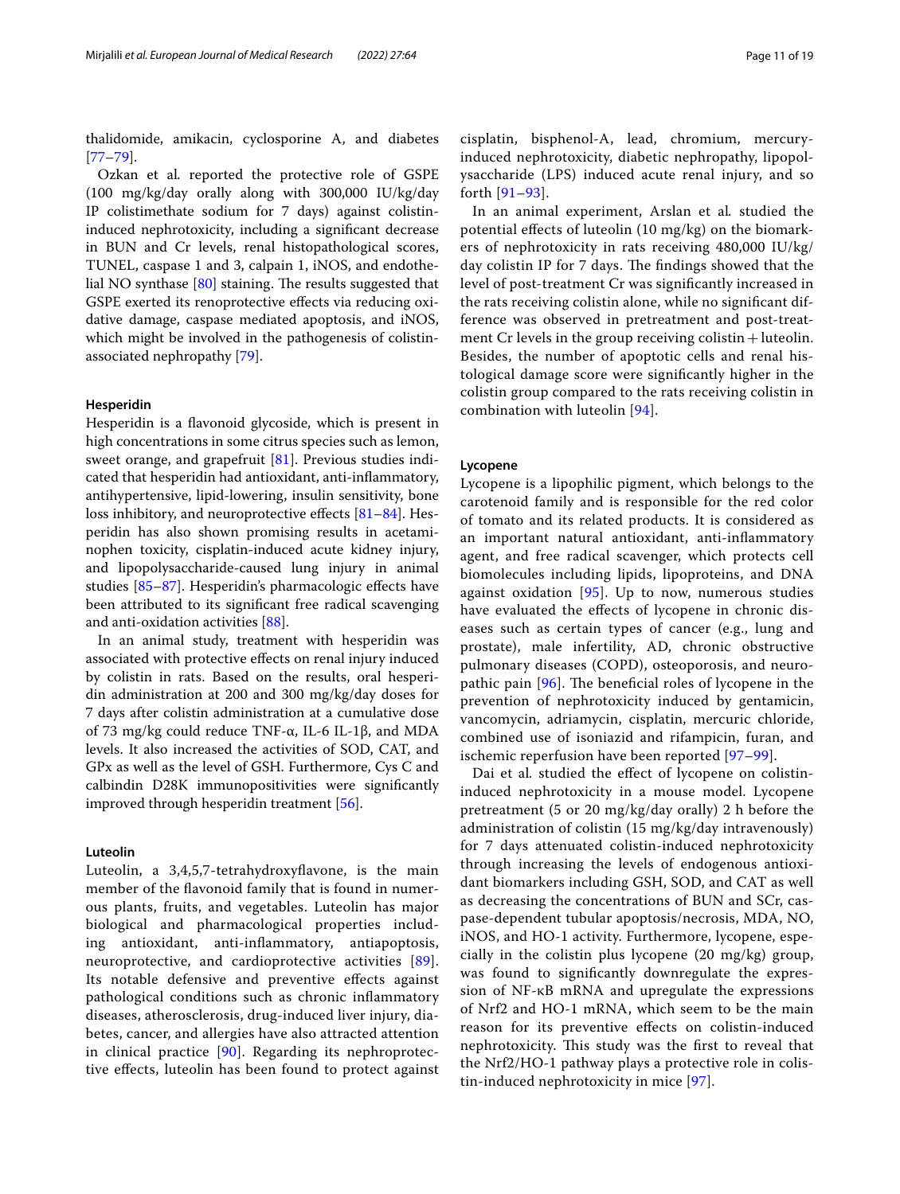thalidomide, amikacin, cyclosporine A, and diabetes [77–79].

Ozkan et al. reported the protective role of GSPE (100 mg/kg/day orally along with 300,000 IU/kg/day IP colistimethate sodium for 7 days) against colistin-induced nephrotoxicity, including a significant decrease in BUN and Cr levels, renal histopathological scores, TUNEL, caspase 1 and 3, calpain 1, iNOS, and endothelial NO synthase [80] staining. The results suggested that GSPE exerted its renoprotective effects via reducing oxidative damage, caspase mediated apoptosis, and iNOS, which might be involved in the pathogenesis of colistin-associated nephropathy [79].

#### Hesperidin

Hesperidin is a flavonoid glycoside, which is present in high concentrations in some citrus species such as lemon, sweet orange, and grapefruit [81]. Previous studies indicated that hesperidin had antioxidant, anti-inflammatory, antihypertensive, lipid-lowering, insulin sensitivity, bone loss inhibitory, and neuroprotective effects [81–84]. Hesperidin has also shown promising results in acetaminophen toxicity, cisplatin-induced acute kidney injury, and lipopolysaccharide-caused lung injury in animal studies [85–87]. Hesperidin's pharmacologic effects have been attributed to its significant free radical scavenging and anti-oxidation activities [88].

In an animal study, treatment with hesperidin was associated with protective effects on renal injury induced by colistin in rats. Based on the results, oral hesperidin administration at 200 and 300 mg/kg/day doses for 7 days after colistin administration at a cumulative dose of 73 mg/kg could reduce TNF-α, IL-6 IL-1β, and MDA levels. It also increased the activities of SOD, CAT, and GPx as well as the level of GSH. Furthermore, Cys C and calbindin D28K immunopositivities were significantly improved through hesperidin treatment [56].

#### Luteolin

Luteolin, a 3,4,5,7-tetrahydroxyflavone, is the main member of the flavonoid family that is found in numerous plants, fruits, and vegetables. Luteolin has major biological and pharmacological properties including antioxidant, anti-inflammatory, antiapoptosis, neuroprotective, and cardioprotective activities [89]. Its notable defensive and preventive effects against pathological conditions such as chronic inflammatory diseases, atherosclerosis, drug-induced liver injury, diabetes, cancer, and allergies have also attracted attention in clinical practice [90]. Regarding its nephroprotective effects, luteolin has been found to protect against cisplatin, bisphenol-A, lead, chromium, mercury-induced nephrotoxicity, diabetic nephropathy, lipopolysaccharide (LPS) induced acute renal injury, and so forth [91–93].

In an animal experiment, Arslan et al. studied the potential effects of luteolin (10 mg/kg) on the biomarkers of nephrotoxicity in rats receiving 480,000 IU/kg/day colistin IP for 7 days. The findings showed that the level of post-treatment Cr was significantly increased in the rats receiving colistin alone, while no significant difference was observed in pretreatment and post-treatment Cr levels in the group receiving colistin + luteolin. Besides, the number of apoptotic cells and renal histological damage score were significantly higher in the colistin group compared to the rats receiving colistin in combination with luteolin [94].

#### Lycopene

Lycopene is a lipophilic pigment, which belongs to the carotenoid family and is responsible for the red color of tomato and its related products. It is considered as an important natural antioxidant, anti-inflammatory agent, and free radical scavenger, which protects cell biomolecules including lipids, lipoproteins, and DNA against oxidation [95]. Up to now, numerous studies have evaluated the effects of lycopene in chronic diseases such as certain types of cancer (e.g., lung and prostate), male infertility, AD, chronic obstructive pulmonary diseases (COPD), osteoporosis, and neuropathic pain [96]. The beneficial roles of lycopene in the prevention of nephrotoxicity induced by gentamicin, vancomycin, adriamycin, cisplatin, mercuric chloride, combined use of isoniazid and rifampicin, furan, and ischemic reperfusion have been reported [97–99].

Dai et al. studied the effect of lycopene on colistin-induced nephrotoxicity in a mouse model. Lycopene pretreatment (5 or 20 mg/kg/day orally) 2 h before the administration of colistin (15 mg/kg/day intravenously) for 7 days attenuated colistin-induced nephrotoxicity through increasing the levels of endogenous antioxidant biomarkers including GSH, SOD, and CAT as well as decreasing the concentrations of BUN and SCr, caspase-dependent tubular apoptosis/necrosis, MDA, NO, iNOS, and HO-1 activity. Furthermore, lycopene, especially in the colistin plus lycopene (20 mg/kg) group, was found to significantly downregulate the expression of NF-κB mRNA and upregulate the expressions of Nrf2 and HO-1 mRNA, which seem to be the main reason for its preventive effects on colistin-induced nephrotoxicity. This study was the first to reveal that the Nrf2/HO-1 pathway plays a protective role in colistin-induced nephrotoxicity in mice [97].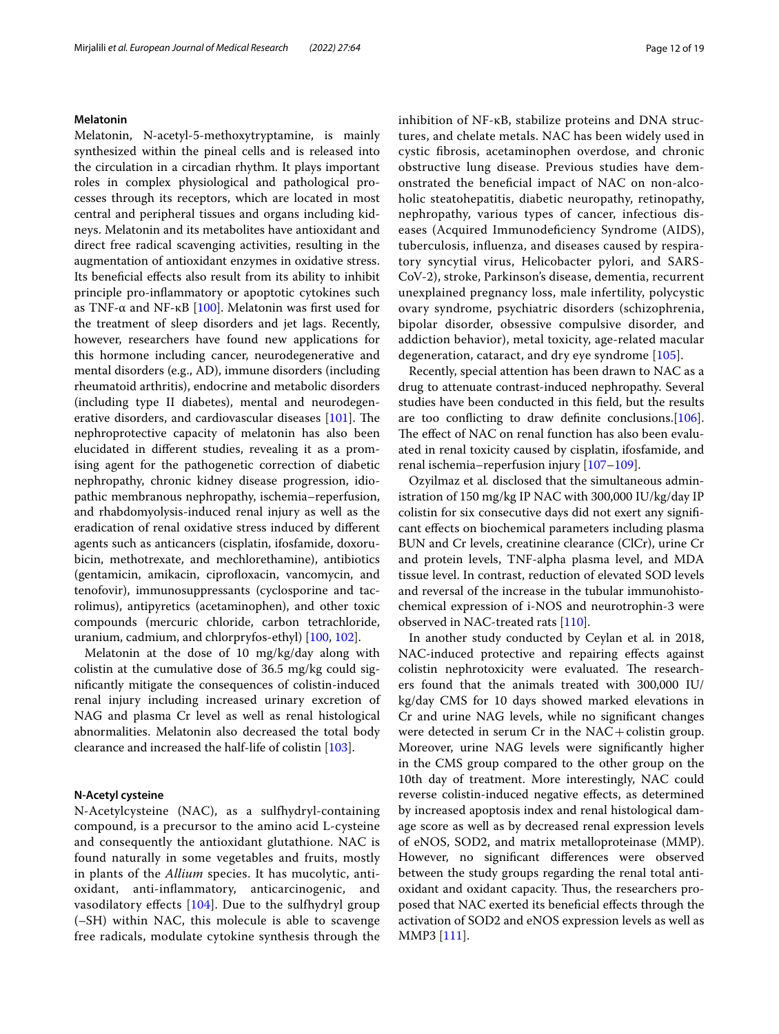### Melatonin

Melatonin, N-acetyl-5-methoxytryptamine, is mainly synthesized within the pineal cells and is released into the circulation in a circadian rhythm. It plays important roles in complex physiological and pathological processes through its receptors, which are located in most central and peripheral tissues and organs including kidneys. Melatonin and its metabolites have antioxidant and direct free radical scavenging activities, resulting in the augmentation of antioxidant enzymes in oxidative stress. Its beneficial effects also result from its ability to inhibit principle pro-inflammatory or apoptotic cytokines such as TNF-α and NF-κB [100]. Melatonin was first used for the treatment of sleep disorders and jet lags. Recently, however, researchers have found new applications for this hormone including cancer, neurodegenerative and mental disorders (e.g., AD), immune disorders (including rheumatoid arthritis), endocrine and metabolic disorders (including type II diabetes), mental and neurodegenerative disorders, and cardiovascular diseases [101]. The nephroprotective capacity of melatonin has also been elucidated in different studies, revealing it as a promising agent for the pathogenetic correction of diabetic nephropathy, chronic kidney disease progression, idiopathic membranous nephropathy, ischemia–reperfusion, and rhabdomyolysis-induced renal injury as well as the eradication of renal oxidative stress induced by different agents such as anticancers (cisplatin, ifosfamide, doxorubicin, methotrexate, and mechlorethamine), antibiotics (gentamicin, amikacin, ciprofloxacin, vancomycin, and tenofovir), immunosuppressants (cyclosporine and tacrolimus), antipyretics (acetaminophen), and other toxic compounds (mercuric chloride, carbon tetrachloride, uranium, cadmium, and chlorpyfos-ethyl) [100, 102].

Melatonin at the dose of 10 mg/kg/day along with colistin at the cumulative dose of 36.5 mg/kg could significantly mitigate the consequences of colistin-induced renal injury including increased urinary excretion of NAG and plasma Cr level as well as renal histological abnormalities. Melatonin also decreased the total body clearance and increased the half-life of colistin [103].

### N-Acetyl cysteine

N-Acetylcysteine (NAC), as a sulfhydryl-containing compound, is a precursor to the amino acid L-cysteine and consequently the antioxidant glutathione. NAC is found naturally in some vegetables and fruits, mostly in plants of the *Allium* species. It has mucolytic, antioxidant, anti-inflammatory, anticarcinogenic, and vasodilatory effects [104]. Due to the sulfhydryl group (–SH) within NAC, this molecule is able to scavenge free radicals, modulate cytokine synthesis through the inhibition of NF-κB, stabilize proteins and DNA structures, and chelate metals. NAC has been widely used in cystic fibrosis, acetaminophen overdose, and chronic obstructive lung disease. Previous studies have demonstrated the beneficial impact of NAC on non-alcoholic steatohepatitis, diabetic neuropathy, retinopathy, nephropathy, various types of cancer, infectious diseases (Acquired Immunodeficiency Syndrome (AIDS), tuberculosis, influenza, and diseases caused by respiratory syncytial virus, Helicobacter pylori, and SARS-CoV-2), stroke, Parkinson's disease, dementia, recurrent unexplained pregnancy loss, male infertility, polycystic ovary syndrome, psychiatric disorders (schizophrenia, bipolar disorder, obsessive compulsive disorder, and addiction behavior), metal toxicity, age-related macular degeneration, cataract, and dry eye syndrome [105].

Recently, special attention has been drawn to NAC as a drug to attenuate contrast-induced nephropathy. Several studies have been conducted in this field, but the results are too conflicting to draw definite conclusions.[106]. The effect of NAC on renal function has also been evaluated in renal toxicity caused by cisplatin, ifosfamide, and renal ischemia–reperfusion injury [107–109].

Ozyilmaz et al. disclosed that the simultaneous administration of 150 mg/kg IP NAC with 300,000 IU/kg/day IP colistin for six consecutive days did not exert any significant effects on biochemical parameters including plasma BUN and Cr levels, creatinine clearance (ClCr), urine Cr and protein levels, TNF-alpha plasma level, and MDA tissue level. In contrast, reduction of elevated SOD levels and reversal of the increase in the tubular immunohistochemical expression of i-NOS and neurotrophin-3 were observed in NAC-treated rats [110].

In another study conducted by Ceylan et al. in 2018, NAC-induced protective and repairing effects against colistin nephrotoxicity were evaluated. The researchers found that the animals treated with 300,000 IU/kg/day CMS for 10 days showed marked elevations in Cr and urine NAG levels, while no significant changes were detected in serum Cr in the NAC + colistin group. Moreover, urine NAG levels were significantly higher in the CMS group compared to the other group on the 10th day of treatment. More interestingly, NAC could reverse colistin-induced negative effects, as determined by increased apoptosis index and renal histological damage score as well as by decreased renal expression levels of eNOS, SOD2, and matrix metalloproteinase (MMP). However, no significant differences were observed between the study groups regarding the renal total antioxidant and oxidant capacity. Thus, the researchers proposed that NAC exerted its beneficial effects through the activation of SOD2 and eNOS expression levels as well as MMP3 [111].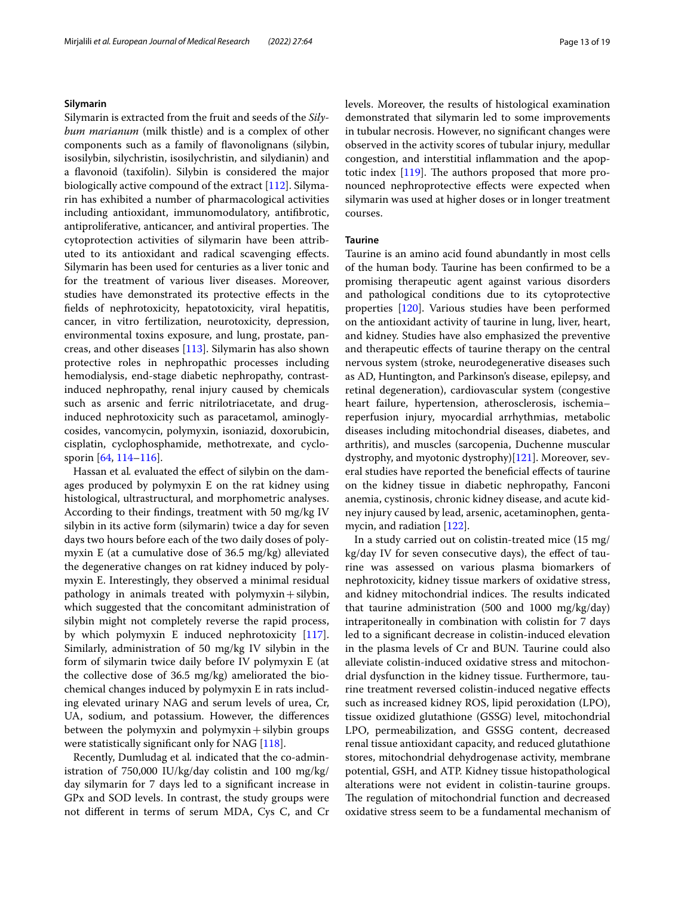### Silymarin

Silymarin is extracted from the fruit and seeds of the *Silybum marianum* (milk thistle) and is a complex of other components such as a family of flavonolignans (silybin, isosilybin, silychristin, isosilychristin, and silydianin) and a flavonoid (taxifolin). Silybin is considered the major biologically active compound of the extract [112]. Silymarin has exhibited a number of pharmacological activities including antioxidant, immunomodulatory, antifibrotic, antiproliferative, anticancer, and antiviral properties. The cytoprotection activities of silymarin have been attributed to its antioxidant and radical scavenging effects. Silymarin has been used for centuries as a liver tonic and for the treatment of various liver diseases. Moreover, studies have demonstrated its protective effects in the fields of nephrotoxicity, hepatotoxicity, viral hepatitis, cancer, in vitro fertilization, neurotoxicity, depression, environmental toxins exposure, and lung, prostate, pancreas, and other diseases [113]. Silymarin has also shown protective roles in nephropathic processes including hemodialysis, end-stage diabetic nephropathy, contrast-induced nephropathy, renal injury caused by chemicals such as arsenic and ferric nitrilotriacetate, and drug-induced nephrotoxicity such as paracetamol, aminoglycosides, vancomycin, polymyxin, isoniazid, doxorubicin, cisplatin, cyclophosphamide, methotrexate, and cyclosporin [64, 114–116].

Hassan et al*.* evaluated the effect of silybin on the damages produced by polymyxin E on the rat kidney using histological, ultrastructural, and morphometric analyses. According to their findings, treatment with 50 mg/kg IV silybin in its active form (silymarin) twice a day for seven days two hours before each of the two daily doses of polymyxin E (at a cumulative dose of 36.5 mg/kg) alleviated the degenerative changes on rat kidney induced by polymyxin E. Interestingly, they observed a minimal residual pathology in animals treated with polymyxin + silybin, which suggested that the concomitant administration of silybin might not completely reverse the rapid process, by which polymyxin E induced nephrotoxicity [117]. Similarly, administration of 50 mg/kg IV silybin in the form of silymarin twice daily before IV polymyxin E (at the collective dose of 36.5 mg/kg) ameliorated the biochemical changes induced by polymyxin E in rats including elevated urinary NAG and serum levels of urea, Cr, UA, sodium, and potassium. However, the differences between the polymyxin and polymyxin + silybin groups were statistically significant only for NAG [118].

Recently, Dumludag et al*.* indicated that the co-administration of 750,000 IU/kg/day colistin and 100 mg/kg/day silymarin for 7 days led to a significant increase in GPx and SOD levels. In contrast, the study groups were not different in terms of serum MDA, Cys C, and Cr levels. Moreover, the results of histological examination demonstrated that silymarin led to some improvements in tubular necrosis. However, no significant changes were observed in the activity scores of tubular injury, medullar congestion, and interstitial inflammation and the apoptotic index [119]. The authors proposed that more pronounced nephroprotective effects were expected when silymarin was used at higher doses or in longer treatment courses.

### Taurine

Taurine is an amino acid found abundantly in most cells of the human body. Taurine has been confirmed to be a promising therapeutic agent against various disorders and pathological conditions due to its cytoprotective properties [120]. Various studies have been performed on the antioxidant activity of taurine in lung, liver, heart, and kidney. Studies have also emphasized the preventive and therapeutic effects of taurine therapy on the central nervous system (stroke, neurodegenerative diseases such as AD, Huntington, and Parkinson's disease, epilepsy, and retinal degeneration), cardiovascular system (congestive heart failure, hypertension, atherosclerosis, ischemia–reperfusion injury, myocardial arrhythmias, metabolic diseases including mitochondrial diseases, diabetes, and arthritis), and muscles (sarcopenia, Duchenne muscular dystrophy, and myotonic dystrophy)[121]. Moreover, several studies have reported the beneficial effects of taurine on the kidney tissue in diabetic nephropathy, Fanconi anemia, cystinosis, chronic kidney disease, and acute kidney injury caused by lead, arsenic, acetaminophen, gentamycin, and radiation [122].

In a study carried out on colistin-treated mice (15 mg/kg/day IV for seven consecutive days), the effect of taurine was assessed on various plasma biomarkers of nephrotoxicity, kidney tissue markers of oxidative stress, and kidney mitochondrial indices. The results indicated that taurine administration (500 and 1000 mg/kg/day) intraperitoneally in combination with colistin for 7 days led to a significant decrease in colistin-induced elevation in the plasma levels of Cr and BUN. Taurine could also alleviate colistin-induced oxidative stress and mitochondrial dysfunction in the kidney tissue. Furthermore, taurine treatment reversed colistin-induced negative effects such as increased kidney ROS, lipid peroxidation (LPO), tissue oxidized glutathione (GSSG) level, mitochondrial LPO, permeabilization, and GSSG content, decreased renal tissue antioxidant capacity, and reduced glutathione stores, mitochondrial dehydrogenase activity, membrane potential, GSH, and ATP. Kidney tissue histopathological alterations were not evident in colistin-taurine groups. The regulation of mitochondrial function and decreased oxidative stress seem to be a fundamental mechanism of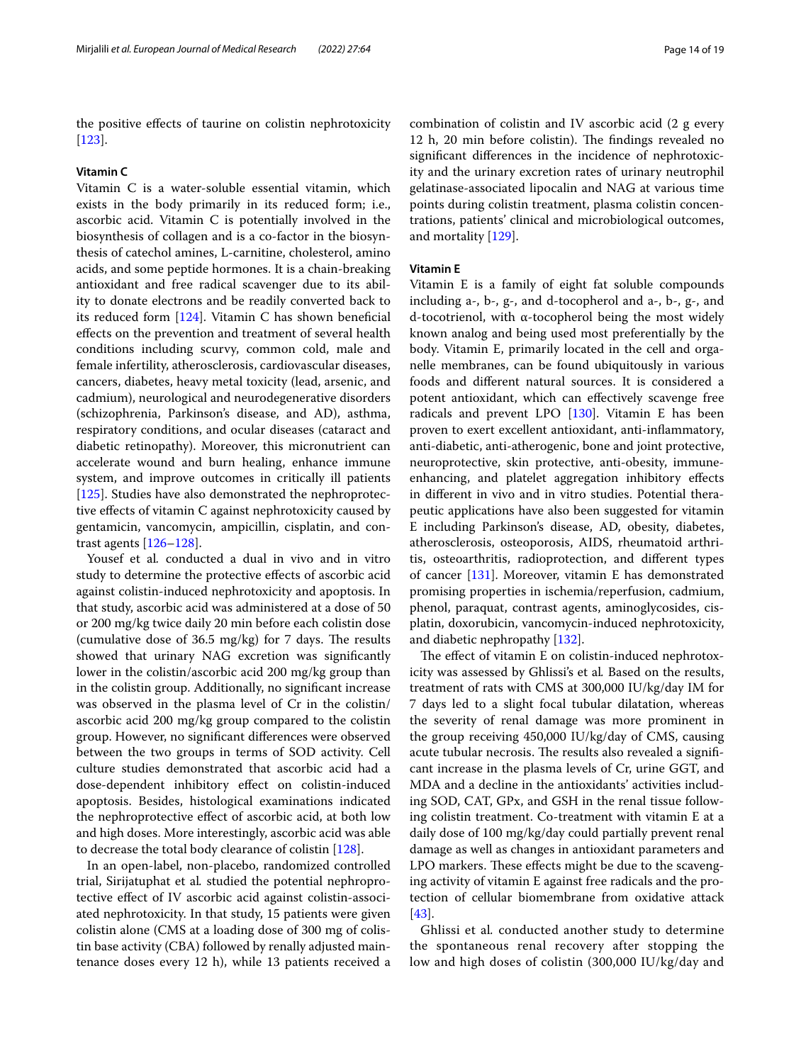the positive effects of taurine on colistin nephrotoxicity [123].

### Vitamin C

Vitamin C is a water-soluble essential vitamin, which exists in the body primarily in its reduced form; i.e., ascorbic acid. Vitamin C is potentially involved in the biosynthesis of collagen and is a co-factor in the biosynthesis of catechol amines, L-carnitine, cholesterol, amino acids, and some peptide hormones. It is a chain-breaking antioxidant and free radical scavenger due to its ability to donate electrons and be readily converted back to its reduced form [124]. Vitamin C has shown beneficial effects on the prevention and treatment of several health conditions including scurvy, common cold, male and female infertility, atherosclerosis, cardiovascular diseases, cancers, diabetes, heavy metal toxicity (lead, arsenic, and cadmium), neurological and neurodegenerative disorders (schizophrenia, Parkinson's disease, and AD), asthma, respiratory conditions, and ocular diseases (cataract and diabetic retinopathy). Moreover, this micronutrient can accelerate wound and burn healing, enhance immune system, and improve outcomes in critically ill patients [125]. Studies have also demonstrated the nephroprotective effects of vitamin C against nephrotoxicity caused by gentamicin, vancomycin, ampicillin, cisplatin, and contrast agents [126–128].

Yousef et al. conducted a dual in vivo and in vitro study to determine the protective effects of ascorbic acid against colistin-induced nephrotoxicity and apoptosis. In that study, ascorbic acid was administered at a dose of 50 or 200 mg/kg twice daily 20 min before each colistin dose (cumulative dose of 36.5 mg/kg) for 7 days. The results showed that urinary NAG excretion was significantly lower in the colistin/ascorbic acid 200 mg/kg group than in the colistin group. Additionally, no significant increase was observed in the plasma level of Cr in the colistin/ascorbic acid 200 mg/kg group compared to the colistin group. However, no significant differences were observed between the two groups in terms of SOD activity. Cell culture studies demonstrated that ascorbic acid had a dose-dependent inhibitory effect on colistin-induced apoptosis. Besides, histological examinations indicated the nephroprotective effect of ascorbic acid, at both low and high doses. More interestingly, ascorbic acid was able to decrease the total body clearance of colistin [128].

In an open-label, non-placebo, randomized controlled trial, Sirijatuphat et al. studied the potential nephroprotective effect of IV ascorbic acid against colistin-associated nephrotoxicity. In that study, 15 patients were given colistin alone (CMS at a loading dose of 300 mg of colistin base activity (CBA) followed by renally adjusted maintenance doses every 12 h), while 13 patients received a combination of colistin and IV ascorbic acid (2 g every 12 h, 20 min before colistin). The findings revealed no significant differences in the incidence of nephrotoxicity and the urinary excretion rates of urinary neutrophil gelatinase-associated lipocalin and NAG at various time points during colistin treatment, plasma colistin concentrations, patients' clinical and microbiological outcomes, and mortality [129].

### Vitamin E

Vitamin E is a family of eight fat soluble compounds including a-, b-, g-, and d-tocopherol and a-, b-, g-, and d-tocotrienol, with α-tocopherol being the most widely known analog and being used most preferentially by the body. Vitamin E, primarily located in the cell and organelle membranes, can be found ubiquitously in various foods and different natural sources. It is considered a potent antioxidant, which can effectively scavenge free radicals and prevent LPO [130]. Vitamin E has been proven to exert excellent antioxidant, anti-inflammatory, anti-diabetic, anti-atherogenic, bone and joint protective, neuroprotective, skin protective, anti-obesity, immune-enhancing, and platelet aggregation inhibitory effects in different in vivo and in vitro studies. Potential therapeutic applications have also been suggested for vitamin E including Parkinson's disease, AD, obesity, diabetes, atherosclerosis, osteoporosis, AIDS, rheumatoid arthritis, osteoarthritis, radioprotection, and different types of cancer [131]. Moreover, vitamin E has demonstrated promising properties in ischemia/reperfusion, cadmium, phenol, paraquat, contrast agents, aminoglycosides, cisplatin, doxorubicin, vancomycin-induced nephrotoxicity, and diabetic nephropathy [132].

The effect of vitamin E on colistin-induced nephrotoxicity was assessed by Ghlissi's et al. Based on the results, treatment of rats with CMS at 300,000 IU/kg/day IM for 7 days led to a slight focal tubular dilatation, whereas the severity of renal damage was more prominent in the group receiving 450,000 IU/kg/day of CMS, causing acute tubular necrosis. The results also revealed a significant increase in the plasma levels of Cr, urine GGT, and MDA and a decline in the antioxidants' activities including SOD, CAT, GPx, and GSH in the renal tissue following colistin treatment. Co-treatment with vitamin E at a daily dose of 100 mg/kg/day could partially prevent renal damage as well as changes in antioxidant parameters and LPO markers. These effects might be due to the scavenging activity of vitamin E against free radicals and the protection of cellular biomembrane from oxidative attack [43].

Ghlissi et al. conducted another study to determine the spontaneous renal recovery after stopping the low and high doses of colistin (300,000 IU/kg/day and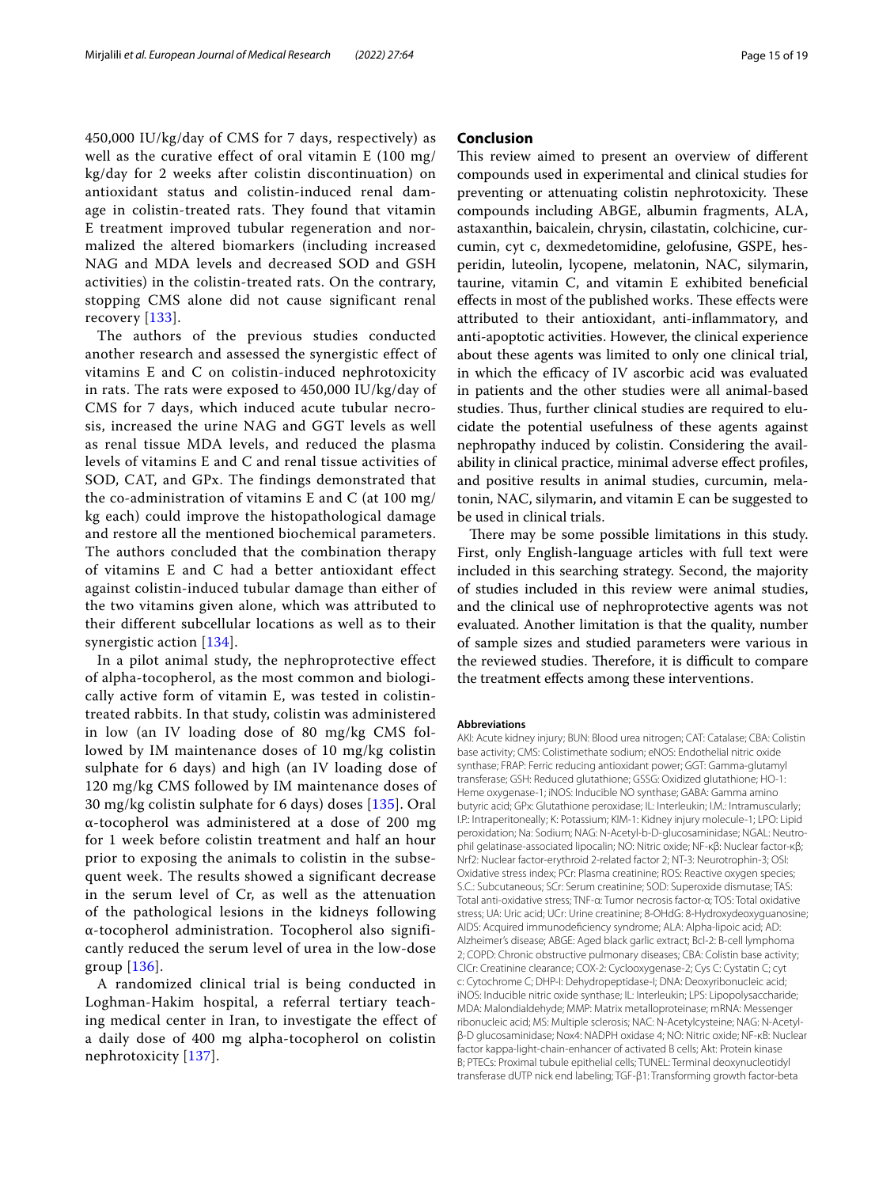450,000 IU/kg/day of CMS for 7 days, respectively) as well as the curative effect of oral vitamin E (100 mg/kg/day for 2 weeks after colistin discontinuation) on antioxidant status and colistin-induced renal damage in colistin-treated rats. They found that vitamin E treatment improved tubular regeneration and normalized the altered biomarkers (including increased NAG and MDA levels and decreased SOD and GSH activities) in the colistin-treated rats. On the contrary, stopping CMS alone did not cause significant renal recovery [133].

The authors of the previous studies conducted another research and assessed the synergistic effect of vitamins E and C on colistin-induced nephrotoxicity in rats. The rats were exposed to 450,000 IU/kg/day of CMS for 7 days, which induced acute tubular necrosis, increased the urine NAG and GGT levels as well as renal tissue MDA levels, and reduced the plasma levels of vitamins E and C and renal tissue activities of SOD, CAT, and GPx. The findings demonstrated that the co-administration of vitamins E and C (at 100 mg/kg each) could improve the histopathological damage and restore all the mentioned biochemical parameters. The authors concluded that the combination therapy of vitamins E and C had a better antioxidant effect against colistin-induced tubular damage than either of the two vitamins given alone, which was attributed to their different subcellular locations as well as to their synergistic action [134].

In a pilot animal study, the nephroprotective effect of alpha-tocopherol, as the most common and biologically active form of vitamin E, was tested in colistin-treated rabbits. In that study, colistin was administered in low (an IV loading dose of 80 mg/kg CMS followed by IM maintenance doses of 10 mg/kg colistin sulphate for 6 days) and high (an IV loading dose of 120 mg/kg CMS followed by IM maintenance doses of 30 mg/kg colistin sulphate for 6 days) doses [135]. Oral α-tocopherol was administered at a dose of 200 mg for 1 week before colistin treatment and half an hour prior to exposing the animals to colistin in the subsequent week. The results showed a significant decrease in the serum level of Cr, as well as the attenuation of the pathological lesions in the kidneys following α-tocopherol administration. Tocopherol also significantly reduced the serum level of urea in the low-dose group [136].

A randomized clinical trial is being conducted in Loghman-Hakim hospital, a referral tertiary teaching medical center in Iran, to investigate the effect of a daily dose of 400 mg alpha-tocopherol on colistin nephrotoxicity [137].

## Conclusion

This review aimed to present an overview of different compounds used in experimental and clinical studies for preventing or attenuating colistin nephrotoxicity. These compounds including ABGE, albumin fragments, ALA, astaxanthin, baicalein, chrysin, cilastatin, colchicine, curcumin, cyt c, dexmedetomidine, gelofusine, GSPE, hesperidin, luteolin, lycopene, melatonin, NAC, silymarin, taurine, vitamin C, and vitamin E exhibited beneficial effects in most of the published works. These effects were attributed to their antioxidant, anti-inflammatory, and anti-apoptotic activities. However, the clinical experience about these agents was limited to only one clinical trial, in which the efficacy of IV ascorbic acid was evaluated in patients and the other studies were all animal-based studies. Thus, further clinical studies are required to elucidate the potential usefulness of these agents against nephropathy induced by colistin. Considering the availability in clinical practice, minimal adverse effect profiles, and positive results in animal studies, curcumin, melatonin, NAC, silymarin, and vitamin E can be suggested to be used in clinical trials.

There may be some possible limitations in this study. First, only English-language articles with full text were included in this searching strategy. Second, the majority of studies included in this review were animal studies, and the clinical use of nephroprotective agents was not evaluated. Another limitation is that the quality, number of sample sizes and studied parameters were various in the reviewed studies. Therefore, it is difficult to compare the treatment effects among these interventions.

#### Abbreviations

AKI: Acute kidney injury; BUN: Blood urea nitrogen; CAT: Catalase; CBA: Colistin base activity; CMS: Colistimethate sodium; eNOS: Endothelial nitric oxide synthase; FRAP: Ferric reducing antioxidant power; GGT: Gamma-glutamyl transferase; GSH: Reduced glutathione; GSSG: Oxidized glutathione; HO-1: Heme oxygenase-1; iNOS: Inducible NO synthase; GABA: Gamma amino butyric acid; GPx: Glutathione peroxidase; IL: Interleukin; I.M.: Intramuscularly; I.P.: Intraperitoneally; K: Potassium; KIM-1: Kidney injury molecule-1; LPO: Lipid peroxidation; Na: Sodium; NAG: N-Acetyl-b-D-glucosaminidase; NGAL: Neutrophil gelatinase-associated lipocalin; NO: Nitric oxide; NF-κβ: Nuclear factor-κβ; Nrf2: Nuclear factor-erythroid 2-related factor 2; NT-3: Neurotrophin-3; OSI: Oxidative stress index; PCr: Plasma creatinine; ROS: Reactive oxygen species; S.C.: Subcutaneous; SCr: Serum creatinine; SOD: Superoxide dismutase; TAS: Total anti-oxidative stress; TNF-α: Tumor necrosis factor-α; TOS: Total oxidative stress; UA: Uric acid; UCr: Urine creatinine; 8-OHdG: 8-Hydroxydeoxyguanosine; AIDS: Acquired immunodeficiency syndrome; ALA: Alpha-lipoic acid; AD: Alzheimer's disease; ABGE: Aged black garlic extract; Bcl-2: B-cell lymphoma 2; COPD: Chronic obstructive pulmonary diseases; CBA: Colistin base activity; ClCr: Creatinine clearance; COX-2: Cyclooxygenase-2; Cys C: Cystatin C; cyt c: Cytochrome C; DHP-I: Dehydropeptidase-I; DNA: Deoxyribonucleic acid; iNOS: Inducible nitric oxide synthase; IL: Interleukin; LPS: Lipopolysaccharide; MDA: Malondialdehyde; MMP: Matrix metalloproteinase; mRNA: Messenger ribonucleic acid; MS: Multiple sclerosis; NAC: N-Acetylcysteine; NAG: N-Acetyl-β-D glucosaminidase; Nox4: NADPH oxidase 4; NO: Nitric oxide; NF-κB: Nuclear factor kappa-light-chain-enhancer of activated B cells; Akt: Protein kinase B; PTECs: Proximal tubule epithelial cells; TUNEL: Terminal deoxynucleotidyl transferase dUTP nick end labeling; TGF-β1: Transforming growth factor-beta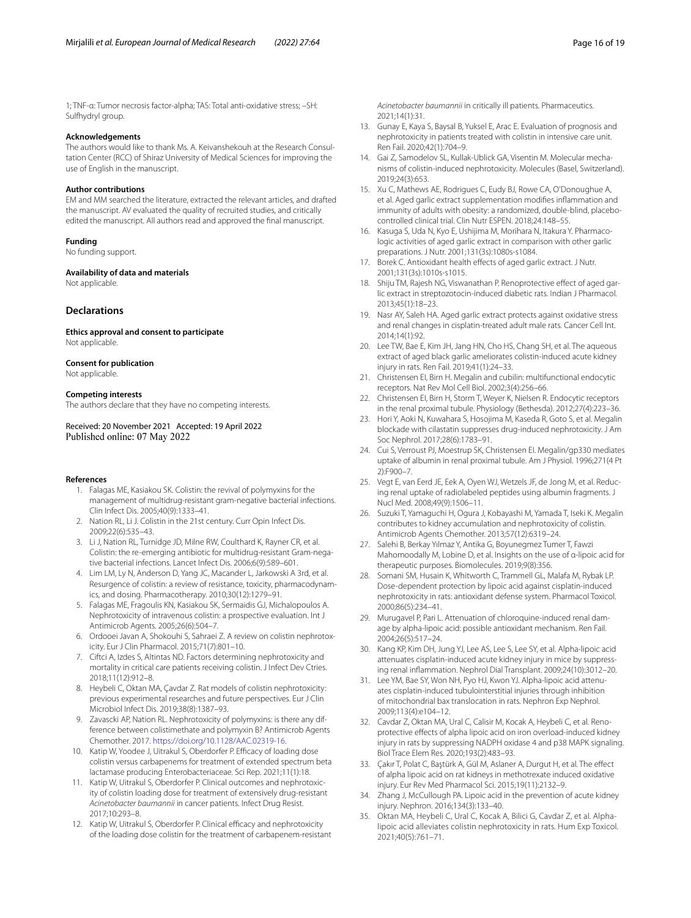1; TNF-α: Tumor necrosis factor-alpha; TAS: Total anti-oxidative stress; –SH: Sulfhydryl group.

**Acknowledgements**

The authors would like to thank Ms. A. Keivanshekouh at the Research Consultation Center (RCC) of Shiraz University of Medical Sciences for improving the use of English in the manuscript.

**Author contributions**

EM and MM searched the literature, extracted the relevant articles, and drafted the manuscript. AV evaluated the quality of recruited studies, and critically edited the manuscript. All authors read and approved the final manuscript.

**Funding**

No funding support.

**Availability of data and materials**

Not applicable.

## Declarations

**Ethics approval and consent to participate**

Not applicable.

**Consent for publication**

Not applicable.

**Competing interests**

The authors declare that they have no competing interests.

Received: 20 November 2021 Accepted: 19 April 2022
Published online: 07 May 2022

### References

1. Falagas ME, Kasiakou SK. Colistin: the revival of polymyxins for the management of multidrug-resistant gram-negative bacterial infections. Clin Infect Dis. 2005;40(9):1333–41.
2. Nation RL, Li J. Colistin in the 21st century. Curr Opin Infect Dis. 2009;22(6):535–43.
3. Li J, Nation RL, Turnidge JD, Milne RW, Coulthard K, Rayner CR, et al. Colistin: the re-emerging antibiotic for multidrug-resistant Gram-negative bacterial infections. Lancet Infect Dis. 2006;6(9):589–601.
4. Lim LM, Ly N, Anderson D, Yang JC, Macander L, Jarkowski A 3rd, et al. Resurgence of colistin: a review of resistance, toxicity, pharmacodynamics, and dosing. Pharmacotherapy. 2010;30(12):1279–91.
5. Falagas ME, Fragoulis KN, Kasiakou SK, Sermaidis GJ, Michalopoulos A. Nephrotoxicity of intravenous colistin: a prospective evaluation. Int J Antimicrob Agents. 2005;26(6):504–7.
6. Ordooei Javan A, Shokouhi S, Sahraei Z. A review on colistin nephrotoxicity. Eur J Clin Pharmacol. 2015;71(7):801–10.
7. Ciftci A, Izdes S, Altintas ND. Factors determining nephrotoxicity and mortality in critical care patients receiving colistin. J Infect Dev Ctries. 2018;11(12):912–8.
8. Heybeli C, Oktan MA, Çavdar Z. Rat models of colistin nephrotoxicity: previous experimental researches and future perspectives. Eur J Clin Microbiol Infect Dis. 2019;38(8):1387–93.
9. Zavascki AP, Nation RL. Nephrotoxicity of polymyxins: is there any difference between colistimethate and polymyxin B? Antimicrob Agents Chemother. 2017. https://doi.org/10.1128/AAC.02319-16.
10. Katip W, Yoodee J, Uitrakul S, Oberdorfer P. Efficacy of loading dose colistin versus carbapenems for treatment of extended spectrum beta lactamase producing Enterobacteriaceae. Sci Rep. 2021;11(1):18.
11. Katip W, Uitrakul S, Oberdorfer P. Clinical outcomes and nephrotoxicity of colistin loading dose for treatment of extensively drug-resistant *Acinetobacter baumannii* in cancer patients. Infect Drug Resist. 2017;10:293–8.
12. Katip W, Uitrakul S, Oberdorfer P. Clinical efficacy and nephrotoxicity of the loading dose colistin for the treatment of carbapenem-resistant *Acinetobacter baumannii* in critically ill patients. Pharmaceutics. 2021;14(1):31.
13. Gunay E, Kaya S, Baysal B, Yuksel E, Arac E. Evaluation of prognosis and nephrotoxicity in patients treated with colistin in intensive care unit. Ren Fail. 2020;42(1):704–9.
14. Gai Z, Samodelov SL, Kullak-Ublick GA, Visentin M. Molecular mechanisms of colistin-induced nephrotoxicity. Molecules (Basel, Switzerland). 2019;24(3):653.
15. Xu C, Mathews AE, Rodrigues C, Eudy BJ, Rowe CA, O'Donoughue A, et al. Aged garlic extract supplementation modifies inflammation and immunity of adults with obesity: a randomized, double-blind, placebo-controlled clinical trial. Clin Nutr ESPEN. 2018;24:148–55.
16. Kasuga S, Uda N, Kyo E, Ushijima M, Morihara N, Itakura Y. Pharmacologic activities of aged garlic extract in comparison with other garlic preparations. J Nutr. 2001;131(3s):1080s-s1084.
17. Borek C. Antioxidant health effects of aged garlic extract. J Nutr. 2001;131(3s):1010s-s1015.
18. Shiju TM, Rajesh NG, Viswanathan P. Renoprotective effect of aged garlic extract in streptozotocin-induced diabetic rats. Indian J Pharmacol. 2013;45(1):18–23.
19. Nasr AY, Saleh HA. Aged garlic extract protects against oxidative stress and renal changes in cisplatin-treated adult male rats. Cancer Cell Int. 2014;14(1):92.
20. Lee TW, Bae E, Kim JH, Jang HN, Cho HS, Chang SH, et al. The aqueous extract of aged black garlic ameliorates colistin-induced acute kidney injury in rats. Ren Fail. 2019;41(1):24–33.
21. Christensen EI, Birn H. Megalin and cubilin: multifunctional endocytic receptors. Nat Rev Mol Cell Biol. 2002;3(4):256–66.
22. Christensen EI, Birn H, Storm T, Weyer K, Nielsen R. Endocytic receptors in the renal proximal tubule. Physiology (Bethesda). 2012;27(4):223–36.
23. Hori Y, Aoki N, Kuwahara S, Hosojima M, Kaseda R, Goto S, et al. Megalin blockade with cilastatin suppresses drug-induced nephrotoxicity. J Am Soc Nephrol. 2017;28(6):1783–91.
24. Cui S, Verroust PJ, Moestrup SK, Christensen EI. Megalin/gp330 mediates uptake of albumin in renal proximal tubule. Am J Physiol. 1996;271(4 Pt 2):F900–7.
25. Vegt E, van Eerd JE, Eek A, Oyen WJ, Wetzels JF, de Jong M, et al. Reducing renal uptake of radiolabeled peptides using albumin fragments. J Nucl Med. 2008;49(9):1506–11.
26. Suzuki T, Yamaguchi H, Ogura J, Kobayashi M, Yamada T, Iseki K. Megalin contributes to kidney accumulation and nephrotoxicity of colistin. Antimicrob Agents Chemother. 2013;57(12):6319–24.
27. Salehi B, Berkay Yılmaz Y, Antika G, Boyunegmez Tumer T, Fawzi Mahomoodally M, Lobine D, et al. Insights on the use of α-lipoic acid for therapeutic purposes. Biomolecules. 2019;9(8):356.
28. Somani SM, Husain K, Whitworth C, Trammell GL, Malafa M, Rybak LP. Dose-dependent protection by lipoic acid against cisplatin-induced nephrotoxicity in rats: antioxidant defense system. Pharmacol Toxicol. 2000;86(5):234–41.
29. Murugavel P, Pari L. Attenuation of chloroquine-induced renal damage by alpha-lipoic acid: possible antioxidant mechanism. Ren Fail. 2004;26(5):517–24.
30. Kang KP, Kim DH, Jung YJ, Lee AS, Lee S, Lee SY, et al. Alpha-lipoic acid attenuates cisplatin-induced acute kidney injury in mice by suppressing renal inflammation. Nephrol Dial Transplant. 2009;24(10):3012–20.
31. Lee YM, Bae SY, Won NH, Pyo HJ, Kwon YJ. Alpha-lipoic acid attenuates cisplatin-induced tubulointerstitial injuries through inhibition of mitochondrial bax translocation in rats. Nephron Exp Nephrol. 2009;113(4):e104–12.
32. Cavdar Z, Oktan MA, Ural C, Calisir M, Kocak A, Heybeli C, et al. Renoprotective effects of alpha lipoic acid on iron overload-induced kidney injury in rats by suppressing NADPH oxidase 4 and p38 MAPK signaling. Biol Trace Elem Res. 2020;193(2):483–93.
33. Çakır T, Polat C, Baştürk A, Gül M, Aslaner A, Durgut H, et al. The effect of alpha lipoic acid on rat kidneys in methotrexate induced oxidative injury. Eur Rev Med Pharmacol Sci. 2015;19(11):2132–9.
34. Zhang J, McCullough PA. Lipoic acid in the prevention of acute kidney injury. Nephron. 2016;134(3):133–40.
35. Oktan MA, Heybeli C, Ural C, Kocak A, Bilici G, Cavdar Z, et al. Alpha-lipoic acid alleviates colistin nephrotoxicity in rats. Hum Exp Toxicol. 2021;40(5):761–71.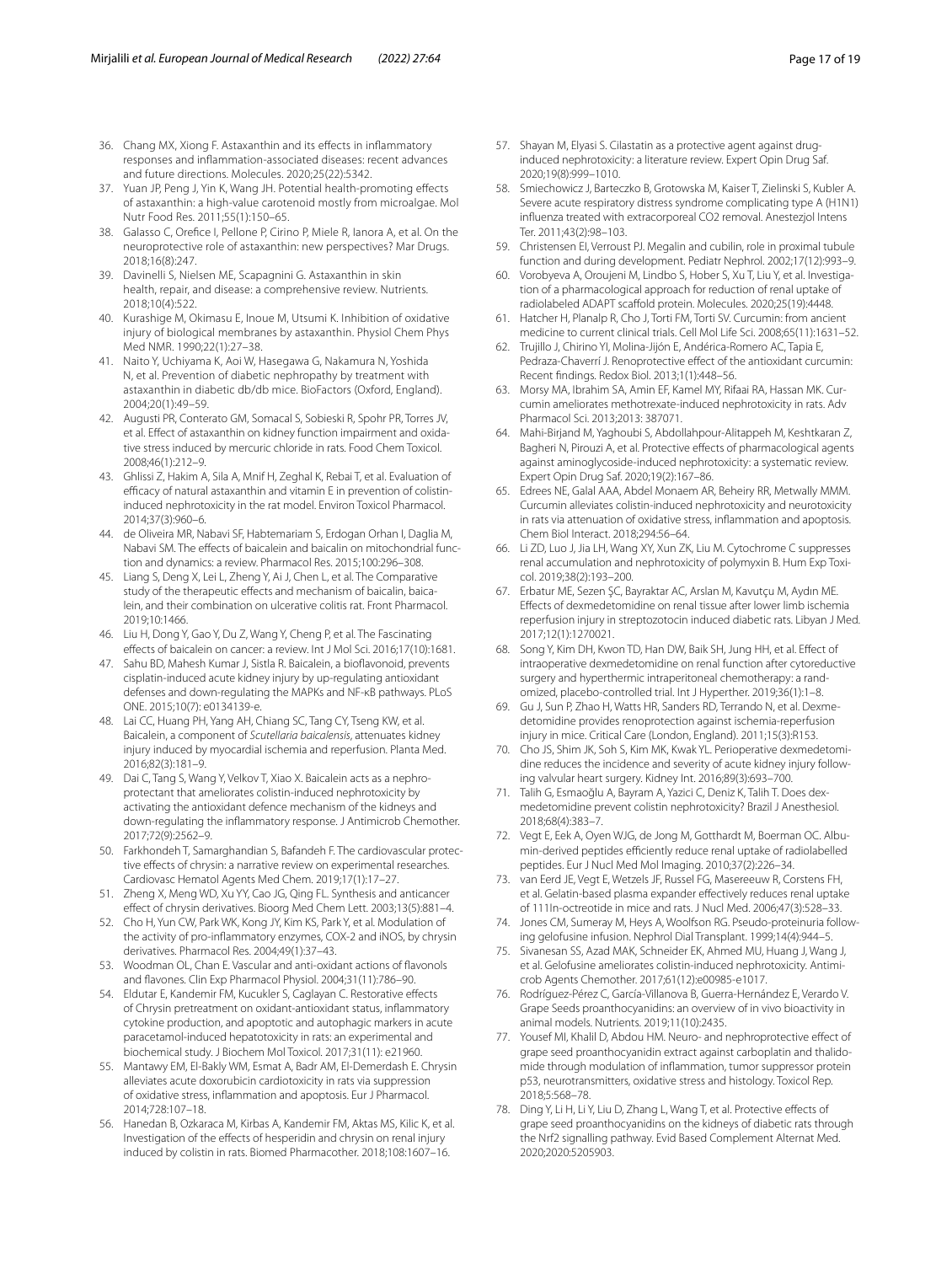36. Chang MX, Xiong F. Astaxanthin and its effects in inflammatory responses and inflammation-associated diseases: recent advances and future directions. Molecules. 2020;25(22):5342.
37. Yuan JP, Peng J, Yin K, Wang JH. Potential health-promoting effects of astaxanthin: a high-value carotenoid mostly from microalgae. Mol Nutr Food Res. 2011;55(1):150–65.
38. Galasso C, Orefice I, Pellone P, Cirino P, Miele R, Ianora A, et al. On the neuroprotective role of astaxanthin: new perspectives? Mar Drugs. 2018;16(8):247.
39. Davinelli S, Nielsen ME, Scapagnini G. Astaxanthin in skin health, repair, and disease: a comprehensive review. Nutrients. 2018;10(4):522.
40. Kurashige M, Okimasu E, Inoue M, Utsumi K. Inhibition of oxidative injury of biological membranes by astaxanthin. Physiol Chem Phys Med NMR. 1990;22(1):27–38.
41. Naito Y, Uchiyama K, Aoi W, Hasegawa G, Nakamura N, Yoshida N, et al. Prevention of diabetic nephropathy by treatment with astaxanthin in diabetic db/db mice. BioFactors (Oxford, England). 2004;20(1):49–59.
42. Augusti PR, Conterato GM, Somacal S, Sobieski R, Spohr PR, Torres JV, et al. Effect of astaxanthin on kidney function impairment and oxidative stress induced by mercuric chloride in rats. Food Chem Toxicol. 2008;46(1):212–9.
43. Ghlissi Z, Hakim A, Sila A, Mnif H, Zeghal K, Rebai T, et al. Evaluation of efficacy of natural astaxanthin and vitamin E in prevention of colistin-induced nephrotoxicity in the rat model. Environ Toxicol Pharmacol. 2014;37(3):960–6.
44. de Oliveira MR, Nabavi SF, Habtemariam S, Erdogan Orhan I, Daglia M, Nabavi SM. The effects of baicalein and baicalin on mitochondrial function and dynamics: a review. Pharmacol Res. 2015;100:296–308.
45. Liang S, Deng X, Lei L, Zheng Y, Ai J, Chen L, et al. The Comparative study of the therapeutic effects and mechanism of baicalin, baicalein, and their combination on ulcerative colitis rat. Front Pharmacol. 2019;10:1466.
46. Liu H, Dong Y, Gao Y, Du Z, Wang Y, Cheng P, et al. The Fascinating effects of baicalein on cancer: a review. Int J Mol Sci. 2016;17(10):1681.
47. Sahu BD, Mahesh Kumar J, Sistla R. Baicalein, a bioflavonoid, prevents cisplatin-induced acute kidney injury by up-regulating antioxidant defenses and down-regulating the MAPKs and NF-κB pathways. PLoS ONE. 2015;10(7): e0134139-e.
48. Lai CC, Huang PH, Yang AH, Chiang SC, Tang CY, Tseng KW, et al. Baicalin, a component of *Scutellaria baicalensis*, attenuates kidney injury induced by myocardial ischemia and reperfusion. Planta Med. 2016;82(3):181–9.
49. Dai C, Tang S, Wang Y, Velkov T, Xiao X. Baicalein acts as a nephroprotectant that ameliorates colistin-induced nephrotoxicity by activating the antioxidant defence mechanism of the kidneys and down-regulating the inflammatory response. J Antimicrob Chemother. 2017;72(9):2562–9.
50. Farkhondeh T, Samarghandian S, Bafandeh F. The cardiovascular protective effects of chrysin: a narrative review on experimental researches. Cardiovasc Hematol Agents Med Chem. 2019;17(1):17–27.
51. Zheng X, Meng WD, Xu YY, Cao JG, Qing FL. Synthesis and anticancer effect of chrysin derivatives. Bioorg Med Chem Lett. 2003;13(5):881–4.
52. Cho H, Yun CW, Park WK, Kong JY, Kim KS, Park Y, et al. Modulation of the activity of pro-inflammatory enzymes, COX-2 and iNOS, by chrysin derivatives. Pharmacol Res. 2004;49(1):37–43.
53. Woodman OL, Chan E. Vascular and anti-oxidant actions of flavonols and flavones. Clin Exp Pharmacol Physiol. 2004;31(11):786–90.
54. Eldutar E, Kandemir FM, Kucukler S, Caglayan C. Restorative effects of Chrysin pretreatment on oxidant-antioxidant status, inflammatory cytokine production, and apoptotic and autophagic markers in acute paracetamol-induced hepatotoxicity in rats: an experimental and biochemical study. J Biochem Mol Toxicol. 2017;31(11): e21960.
55. Mantawy EM, El-Bakly WM, Esmat A, Badr AM, El-Demerdash E. Chrysin alleviates acute doxorubicin cardiotoxicity in rats via suppression of oxidative stress, inflammation and apoptosis. Eur J Pharmacol. 2014;728:107–18.
56. Hanedan B, Ozkaraca M, Kirbas A, Kandemir FM, Aktas MS, Kilic K, et al. Investigation of the effects of hesperidin and chrysin on renal injury induced by colistin in rats. Biomed Pharmacother. 2018;108:1607–16.
57. Shayan M, Elyasi S. Cilastatin as a protective agent against drug-induced nephrotoxicity: a literature review. Expert Opin Drug Saf. 2020;19(8):999–1010.
58. Smiechowicz J, Barteczko B, Grotowska M, Kaiser T, Zielinski S, Kubler A. Severe acute respiratory distress syndrome complicating type A (H1N1) influenza treated with extracorporeal CO2 removal. Anestezjol Intens Ter. 2011;43(2):98–103.
59. Christensen EI, Verroust PJ. Megalin and cubilin, role in proximal tubule function and during development. Pediatr Nephrol. 2002;17(12):993–9.
60. Vorobyeva A, Oroujeni M, Lindbo S, Hober S, Xu T, Liu Y, et al. Investigation of a pharmacological approach for reduction of renal uptake of radiolabeled ADAPT scaffold protein. Molecules. 2020;25(19):4448.
61. Hatcher H, Planalp R, Cho J, Torti FM, Torti SV. Curcumin: from ancient medicine to current clinical trials. Cell Mol Life Sci. 2008;65(11):1631–52.
62. Trujillo J, Chirino YI, Molina-Jijón E, Andérica-Romero AC, Tapia E, Pedraza-Chaverrí J. Renoprotective effect of the antioxidant curcumin: Recent findings. Redox Biol. 2013;1(1):448–56.
63. Morsy MA, Ibrahim SA, Amin EF, Kamel MY, Rifaai RA, Hassan MK. Curcumin ameliorates methotrexate-induced nephrotoxicity in rats. Adv Pharmacol Sci. 2013;2013: 387071.
64. Mahi-Birjand M, Yaghoubi S, Abdollahpour-Alitappeh M, Keshtkaran Z, Bagheri N, Pirouzi A, et al. Protective effects of pharmacological agents against aminoglycoside-induced nephrotoxicity: a systematic review. Expert Opin Drug Saf. 2020;19(2):167–86.
65. Edrees NE, Galal AAA, Abdel Monaem AR, Beheiry RR, Metwally MMM. Curcumin alleviates colistin-induced nephrotoxicity and neurotoxicity in rats via attenuation of oxidative stress, inflammation and apoptosis. Chem Biol Interact. 2018;294:56–64.
66. Li ZD, Luo J, Jia LH, Wang XY, Xun ZK, Liu M. Cytochrome C suppresses renal accumulation and nephrotoxicity of polymyxin B. Hum Exp Toxicol. 2019;38(2):193–200.
67. Erbatur ME, Sezen ŞC, Bayraktar AC, Arslan M, Kavutçu M, Aydın ME. Effects of dexmedetomidine on renal tissue after lower limb ischemia reperfusion injury in streptozotocin induced diabetic rats. Libyan J Med. 2017;12(1):1270021.
68. Song Y, Kim DH, Kwon TD, Han DW, Baik SH, Jung HH, et al. Effect of intraoperative dexmedetomidine on renal function after cytoreductive surgery and hyperthermic intraperitoneal chemotherapy: a randomized, placebo-controlled trial. Int J Hyperther. 2019;36(1):1–8.
69. Gu J, Sun P, Zhao H, Watts HR, Sanders RD, Terrando N, et al. Dexmedetomidine provides renoprotection against ischemia-reperfusion injury in mice. Critical Care (London, England). 2011;15(3):R153.
70. Cho JS, Shim JK, Soh S, Kim MK, Kwak YL. Perioperative dexmedetomidine reduces the incidence and severity of acute kidney injury following valvular heart surgery. Kidney Int. 2016;89(3):693–700.
71. Talih G, Esmaoğlu A, Bayram A, Yazici C, Deniz K, Talih T. Does dexmedetomidine prevent colistin nephrotoxicity? Brazil J Anesthesiol. 2018;68(4):383–7.
72. Vegt E, Eek A, Oyen WJG, de Jong M, Gotthardt M, Boerman OC. Albumin-derived peptides efficiently reduce renal uptake of radiolabelled peptides. Eur J Nucl Med Mol Imaging. 2010;37(2):226–34.
73. van Eerd JE, Vegt E, Wetzels JF, Russel FG, Masereeuw R, Corstens FH, et al. Gelatin-based plasma expander effectively reduces renal uptake of 111In-octreotide in mice and rats. J Nucl Med. 2006;47(3):528–33.
74. Jones CM, Sumeray M, Heys A, Woolfson RG. Pseudo-proteinuria following gelofusine infusion. Nephrol Dial Transplant. 1999;14(4):944–5.
75. Sivanesan SS, Azad MAK, Schneider EK, Ahmed MU, Huang J, Wang J, et al. Gelofusine ameliorates colistin-induced nephrotoxicity. Antimicrob Agents Chemother. 2017;61(12):e00985-e1017.
76. Rodríguez-Pérez C, García-Villanova B, Guerra-Hernández E, Verardo V. Grape Seeds proanthocyanidins: an overview of in vivo bioactivity in animal models. Nutrients. 2019;11(10):2435.
77. Yousef MI, Khalil D, Abdou HM. Neuro- and nephroprotective effect of grape seed proanthocyanidin extract against carboplatin and thalidomide through modulation of inflammation, tumor suppressor protein p53, neurotransmitters, oxidative stress and histology. Toxicol Rep. 2018;5:568–78.
78. Ding Y, Li H, Li Y, Liu D, Zhang L, Wang T, et al. Protective effects of grape seed proanthocyanidins on the kidneys of diabetic rats through the Nrf2 signalling pathway. Evid Based Complement Alternat Med. 2020;2020:5205903.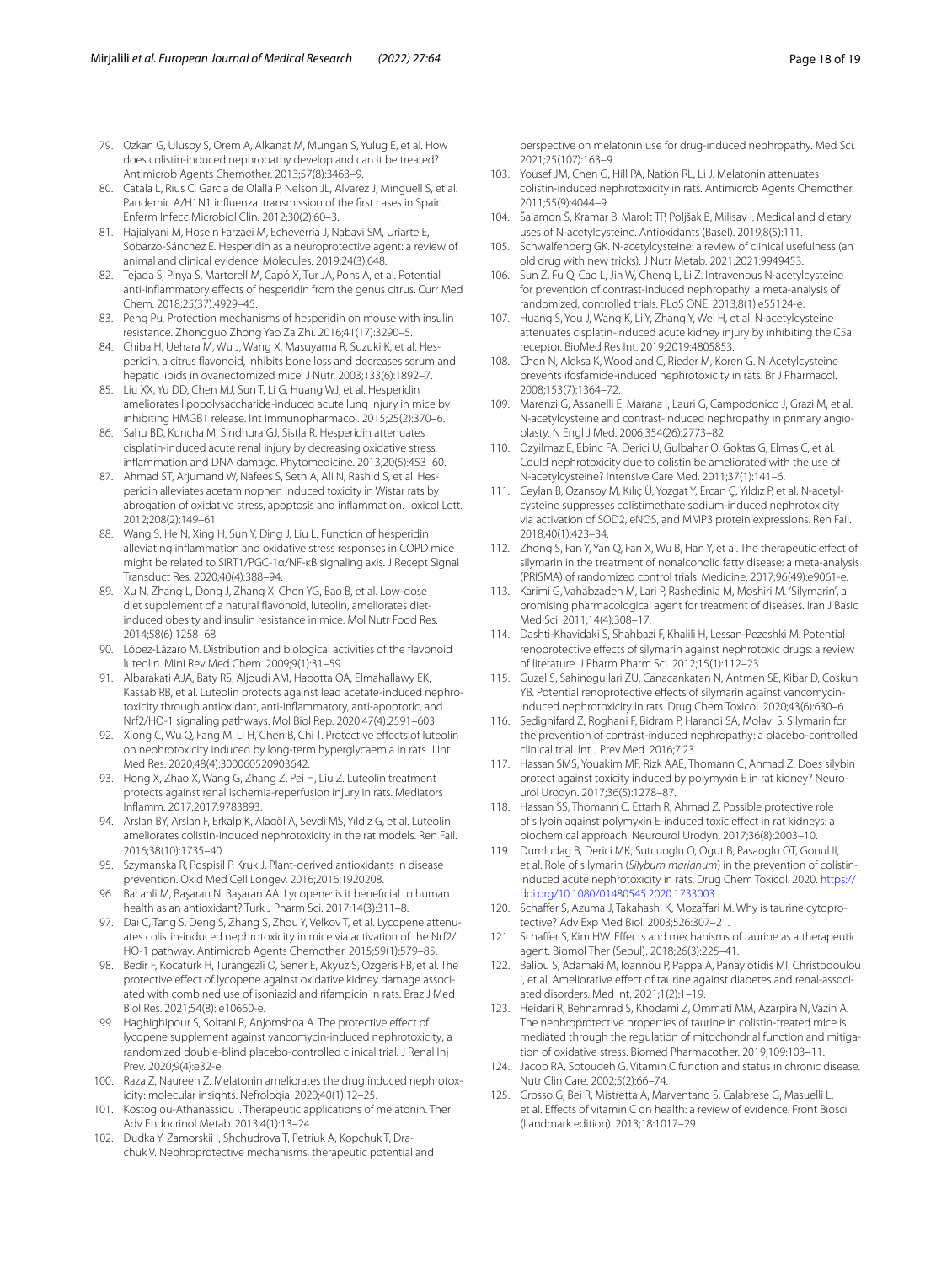79. Ozkan G, Ulusoy S, Orem A, Alkanat M, Mungan S, Yulug E, et al. How does colistin-induced nephropathy develop and can it be treated? Antimicrob Agents Chemother. 2013;57(8):3463–9.
80. Catala L, Rius C, Garcia de Olalla P, Nelson JL, Alvarez J, Minguell S, et al. Pandemic A/H1N1 influenza: transmission of the first cases in Spain. Enferm Infecc Microbiol Clin. 2012;30(2):60–3.
81. Hajialyani M, Hosein Farzaei M, Echeverría J, Nabavi SM, Uriarte E, Sobarzo-Sánchez E. Hesperidin as a neuroprotective agent: a review of animal and clinical evidence. Molecules. 2019;24(3):648.
82. Tejada S, Pinya S, Martorell M, Capó X, Tur JA, Pons A, et al. Potential anti-inflammatory effects of hesperidin from the genus citrus. Curr Med Chem. 2018;25(37):4929–45.
83. Peng Pu. Protection mechanisms of hesperidin on mouse with insulin resistance. Zhongguo Zhong Yao Za Zhi. 2016;41(17):3290–5.
84. Chiba H, Uehara M, Wu J, Wang X, Masuyama R, Suzuki K, et al. Hesperidin, a citrus flavonoid, inhibits bone loss and decreases serum and hepatic lipids in ovariectomized mice. J Nutr. 2003;133(6):1892–7.
85. Liu XX, Yu DD, Chen MJ, Sun T, Li G, Huang WJ, et al. Hesperidin ameliorates lipopolysaccharide-induced acute lung injury in mice by inhibiting HMGB1 release. Int Immunopharmacol. 2015;25(2):370–6.
86. Sahu BD, Kuncha M, Sindhura GJ, Sistla R. Hesperidin attenuates cisplatin-induced acute renal injury by decreasing oxidative stress, inflammation and DNA damage. Phytomedicine. 2013;20(5):453–60.
87. Ahmad ST, Arjumand W, Nafees S, Seth A, Ali N, Rashid S, et al. Hesperidin alleviates acetaminophen induced toxicity in Wistar rats by abrogation of oxidative stress, apoptosis and inflammation. Toxicol Lett. 2012;208(2):149–61.
88. Wang S, He N, Xing H, Sun Y, Ding J, Liu L. Function of hesperidin alleviating inflammation and oxidative stress responses in COPD mice might be related to SIRT1/PGC-1α/NF-κB signaling axis. J Recept Signal Transduct Res. 2020;40(4):388–94.
89. Xu N, Zhang L, Dong J, Zhang X, Chen YG, Bao B, et al. Low-dose diet supplement of a natural flavonoid, luteolin, ameliorates diet-induced obesity and insulin resistance in mice. Mol Nutr Food Res. 2014;58(6):1258–68.
90. López-Lázaro M. Distribution and biological activities of the flavonoid luteolin. Mini Rev Med Chem. 2009;9(1):31–59.
91. Albarakati AJA, Baty RS, Aljoudi AM, Habotta OA, Elmahallawy EK, Kassab RB, et al. Luteolin protects against lead acetate-induced nephrotoxicity through antioxidant, anti-inflammatory, anti-apoptotic, and Nrf2/HO-1 signaling pathways. Mol Biol Rep. 2020;47(4):2591–603.
92. Xiong C, Wu Q, Fang M, Li H, Chen B, Chi T. Protective effects of luteolin on nephrotoxicity induced by long-term hyperglycaemia in rats. J Int Med Res. 2020;48(4):300060520903642.
93. Hong X, Zhao X, Wang G, Zhang Z, Pei H, Liu Z. Luteolin treatment protects against renal ischemia-reperfusion injury in rats. Mediators Inflamm. 2017;2017:9783893.
94. Arslan BY, Arslan F, Erkalp K, Alagöl A, Sevdi MS, Yıldız G, et al. Luteolin ameliorates colistin-induced nephrotoxicity in the rat models. Ren Fail. 2016;38(10):1735–40.
95. Szymanska R, Pospisil P, Kruk J. Plant-derived antioxidants in disease prevention. Oxid Med Cell Longev. 2016;2016:1920208.
96. Bacanli M, Başaran N, Başaran AA. Lycopene: is it beneficial to human health as an antioxidant? Turk J Pharm Sci. 2017;14(3):311–8.
97. Dai C, Tang S, Deng S, Zhang S, Zhou Y, Velkov T, et al. Lycopene attenuates colistin-induced nephrotoxicity in mice via activation of the Nrf2/HO-1 pathway. Antimicrob Agents Chemother. 2015;59(1):579–85.
98. Bedir F, Kocaturk H, Turangezli O, Sener E, Akyuz S, Ozgeris FB, et al. The protective effect of lycopene against oxidative kidney damage associated with combined use of isoniazid and rifampicin in rats. Braz J Med Biol Res. 2021;54(8): e10660-e.
99. Haghighipour S, Soltani R, Anjomshoa A. The protective effect of lycopene supplement against vancomycin-induced nephrotoxicity; a randomized double-blind placebo-controlled clinical trial. J Renal Inj Prev. 2020;9(4):e32-e.
100. Raza Z, Naureen Z. Melatonin ameliorates the drug induced nephrotoxicity: molecular insights. Nefrologia. 2020;40(1):12–25.
101. Kostoglou-Athanassiou I. Therapeutic applications of melatonin. Ther Adv Endocrinol Metab. 2013;4(1):13–24.
102. Dudka Y, Zamorskii I, Shchudrova T, Petriuk A, Kopchuk T, Drachuk V. Nephroprotective mechanisms, therapeutic potential and perspective on melatonin use for drug-induced nephropathy. Med Sci. 2021;25(107):163–9.
103. Yousef JM, Chen G, Hill PA, Nation RL, Li J. Melatonin attenuates colistin-induced nephrotoxicity in rats. Antimicrob Agents Chemother. 2011;55(9):4044–9.
104. Šalamon Š, Kramar B, Marolt TP, Poljšak B, Milisav I. Medical and dietary uses of N-acetylcysteine. Antioxidants (Basel). 2019;8(5):111.
105. Schwalfenberg GK. N-acetylcysteine: a review of clinical usefulness (an old drug with new tricks). J Nutr Metab. 2021;2021:9949453.
106. Sun Z, Fu Q, Cao L, Jin W, Cheng L, Li Z. Intravenous N-acetylcysteine for prevention of contrast-induced nephropathy: a meta-analysis of randomized, controlled trials. PLoS ONE. 2013;8(1):e55124-e.
107. Huang S, You J, Wang K, Li Y, Zhang Y, Wei H, et al. N-acetylcysteine attenuates cisplatin-induced acute kidney injury by inhibiting the C5a receptor. BioMed Res Int. 2019;2019:4805853.
108. Chen N, Aleksa K, Woodland C, Rieder M, Koren G. N-Acetylcysteine prevents ifosfamide-induced nephrotoxicity in rats. Br J Pharmacol. 2008;153(7):1364–72.
109. Marenzi G, Assanelli E, Marana I, Lauri G, Campodonico J, Grazi M, et al. N-acetylcysteine and contrast-induced nephropathy in primary angioplasty. N Engl J Med. 2006;354(26):2773–82.
110. Ozyilmaz E, Ebinc FA, Derici U, Gulbahar O, Goktas G, Elmas C, et al. Could nephrotoxicity due to colistin be ameliorated with the use of N-acetylcysteine? Intensive Care Med. 2011;37(1):141–6.
111. Ceylan B, Ozansoy M, Kılıç Ü, Yozgat Y, Ercan Ç, Yıldız P, et al. N-acetylcysteine suppresses colistimethate sodium-induced nephrotoxicity via activation of SOD2, eNOS, and MMP3 protein expressions. Ren Fail. 2018;40(1):423–34.
112. Zhong S, Fan Y, Yan Q, Fan X, Wu B, Han Y, et al. The therapeutic effect of silymarin in the treatment of nonalcoholic fatty disease: a meta-analysis (PRISMA) of randomized control trials. Medicine. 2017;96(49):e9061-e.
113. Karimi G, Vahabzadeh M, Lari P, Rashedinia M, Moshiri M. "Silymarin", a promising pharmacological agent for treatment of diseases. Iran J Basic Med Sci. 2011;14(4):308–17.
114. Dashti-Khavidaki S, Shahbazi F, Khalili H, Lessan-Pezeshki M. Potential renoprotective effects of silymarin against nephrotoxic drugs: a review of literature. J Pharm Pharm Sci. 2012;15(1):112–23.
115. Guzel S, Sahinogullari ZU, Canacankatan N, Antmen SE, Kibar D, Coskun YB. Potential renoprotective effects of silymarin against vancomycin-induced nephrotoxicity in rats. Drug Chem Toxicol. 2020;43(6):630–6.
116. Sedighifard Z, Roghani F, Bidram P, Harandi SA, Molavi S. Silymarin for the prevention of contrast-induced nephropathy: a placebo-controlled clinical trial. Int J Prev Med. 2016;7:23.
117. Hassan SMS, Youakim MF, Rizk AAE, Thomann C, Ahmad Z. Does silybin protect against toxicity induced by polymyxin E in rat kidney? Neurourol Urodyn. 2017;36(5):1278–87.
118. Hassan SS, Thomann C, Ettarh R, Ahmad Z. Possible protective role of silybin against polymyxin E-induced toxic effect in rat kidneys: a biochemical approach. Neurourol Urodyn. 2017;36(8):2003–10.
119. Dumludag B, Derici MK, Sutcuoglu O, Ogut B, Pasaoglu OT, Gonul II, et al. Role of silymarin (*Silybum marianum*) in the prevention of colistin-induced acute nephrotoxicity in rats. Drug Chem Toxicol. 2020. https://doi.org/10.1080/01480545.2020.1733003.
120. Schaffer S, Azuma J, Takahashi K, Mozaffari M. Why is taurine cytoprotective? Adv Exp Med Biol. 2003;526:307–21.
121. Schaffer S, Kim HW. Effects and mechanisms of taurine as a therapeutic agent. Biomol Ther (Seoul). 2018;26(3):225–41.
122. Baliou S, Adamaki M, Ioannou P, Pappa A, Panayiotidis MI, Christodoulou I, et al. Ameliorative effect of taurine against diabetes and renal-associated disorders. Med Int. 2021;1(2):1–19.
123. Heidari R, Behnamrad S, Khodami Z, Ommati MM, Azarpira N, Vazin A. The nephroprotective properties of taurine in colistin-treated mice is mediated through the regulation of mitochondrial function and mitigation of oxidative stress. Biomed Pharmacother. 2019;109:103–11.
124. Jacob RA, Sotoudeh G. Vitamin C function and status in chronic disease. Nutr Clin Care. 2002;5(2):66–74.
125. Grosso G, Bei R, Mistretta A, Marventano S, Calabrese G, Masuelli L, et al. Effects of vitamin C on health: a review of evidence. Front Biosci (Landmark edition). 2013;18:1017–29.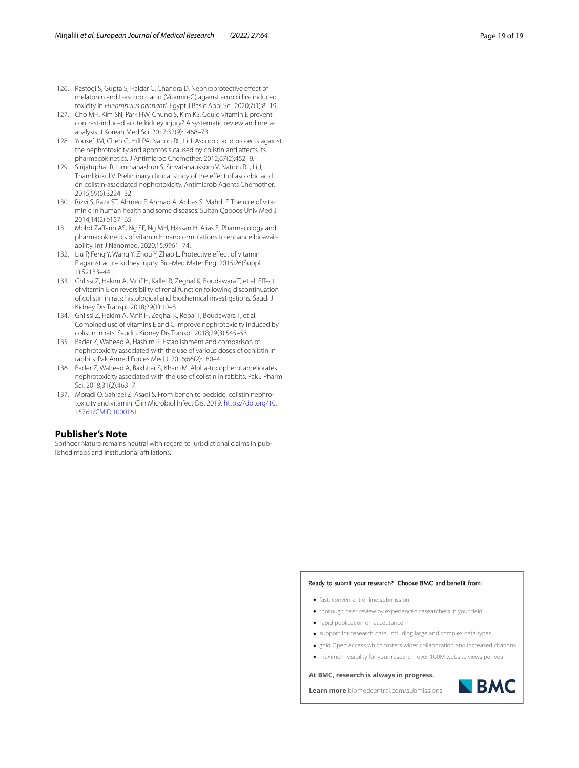126. Rastogi S, Gupta S, Haldar C, Chandra D. Nephroprotective effect of melatonin and L-ascorbic acid (Vitamin-C) against ampicillin- induced toxicity in *Funambulus pennanti*. Egypt J Basic Appl Sci. 2020;7(1):8–19.
127. Cho MH, Kim SN, Park HW, Chung S, Kim KS. Could vitamin E prevent contrast-induced acute kidney injury? A systematic review and meta-analysis. J Korean Med Sci. 2017;32(9):1468–73.
128. Yousef JM, Chen G, Hill PA, Nation RL, Li J. Ascorbic acid protects against the nephrotoxicity and apoptosis caused by colistin and affects its pharmacokinetics. J Antimicrob Chemother. 2012;67(2):452–9.
129. Sirijatuphat R, Limmahakhun S, Sirivatanauksorn V, Nation RL, Li J, Thamlikitkul V. Preliminary clinical study of the effect of ascorbic acid on colistin-associated nephrotoxicity. Antimicrob Agents Chemother. 2015;59(6):3224–32.
130. Rizvi S, Raza ST, Ahmed F, Ahmad A, Abbas S, Mahdi F. The role of vitamin e in human health and some diseases. Sultan Qaboos Univ Med J. 2014;14(2):e157–65.
131. Mohd Zaffarin AS, Ng SF, Ng MH, Hassan H, Alias E. Pharmacology and pharmacokinetics of vitamin E: nanoformulations to enhance bioavailability. Int J Nanomed. 2020;15:9961–74.
132. Liu P, Feng Y, Wang Y, Zhou Y, Zhao L. Protective effect of vitamin E against acute kidney injury. Bio-Med Mater Eng. 2015;26(Suppl 1):S2133–44.
133. Ghlissi Z, Hakim A, Mnif H, Kallel R, Zeghal K, Boudawara T, et al. Effect of vitamin E on reversibility of renal function following discontinuation of colistin in rats: histological and biochemical investigations. Saudi J Kidney Dis Transpl. 2018;29(1):10–8.
134. Ghlissi Z, Hakim A, Mnif H, Zeghal K, Rebai T, Boudawara T, et al. Combined use of vitamins E and C improve nephrotoxicity induced by colistin in rats. Saudi J Kidney Dis Transpl. 2018;29(3):545–53.
135. Bader Z, Waheed A, Hashim R. Establishment and comparison of nephrotoxicity associated with the use of various doses of conlistin in rabbits. Pak Armed Forces Med J. 2016;66(2):180–4.
136. Bader Z, Waheed A, Bakhtiar S, Khan IM. Alpha-tocopherol ameliorates nephrotoxicity associated with the use of colistin in rabbits. Pak J Pharm Sci. 2018;31(2):463–7.
137. Moradi O, Sahraei Z, Asadi S. From bench to bedside: colistin nephrotoxicity and vitamin. Clin Microbiol Infect Dis. 2019. https://doi.org/10.15761/CMID.1000161.

## Publisher's Note

Springer Nature remains neutral with regard to jurisdictional claims in published maps and institutional affiliations.

Ready to submit your research? Choose BMC and benefit from:

- fast, convenient online submission
- thorough peer review by experienced researchers in your field
- rapid publication on acceptance
- support for research data, including large and complex data types
- gold Open Access which fosters wider collaboration and increased citations
- maximum visibility for your research: over 100M website views per year

**At BMC, research is always in progress.**

**Learn more** biomedcentral.com/submissions

BMC